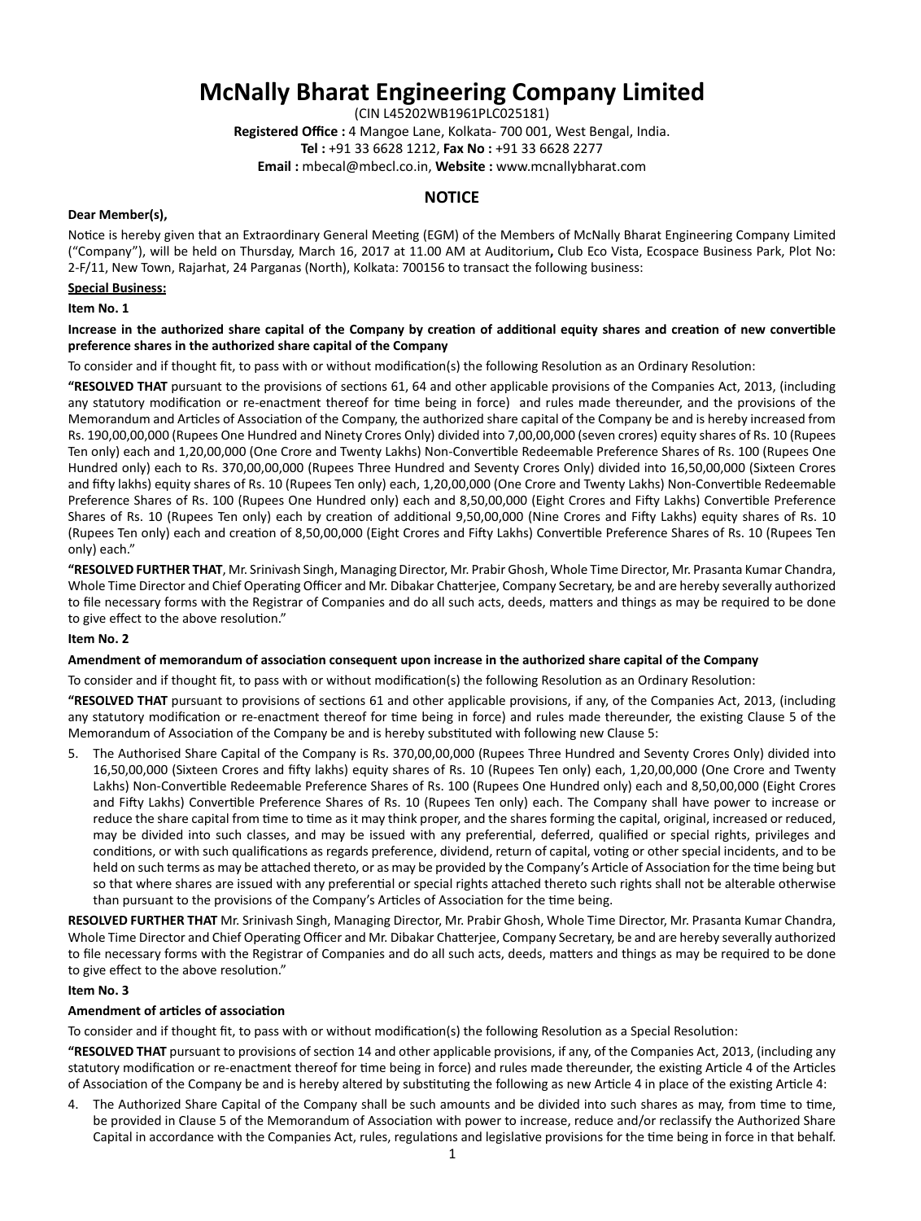# McNally Bharat Engineering Company Limited

(CIN L45202WB1961PLC025181)

**Registered Office :** 4 Mangoe Lane, Kolkata- 700 001, West Bengal, India.

**Tel :** +91 33 6628 1212, **Fax No :** +91 33 6628 2277

**Email :** mbecal@mbecl.co.in, **Website :** www.mcnallybharat.com

## NOTICE

**Dear Member(s),**

Notice is hereby given that an Extraordinary General Meeting (EGM) of the Members of McNally Bharat Engineering Company Limited ("Company"), will be held on Thursday, March 16, 2017 at 11.00 AM at Auditorium**,** Club Eco Vista, Ecospace Business Park, Plot No: 2-F/11, New Town, Rajarhat, 24 Parganas (North), Kolkata: 700156 to transact the following business:

**Special Business:**

**Item No. 1**

**Increase in the authorized share capital of the Company by creation of additional equity shares and creation of new convertible preference shares in the authorized share capital of the Company**

To consider and if thought fit, to pass with or without modification(s) the following Resolution as an Ordinary Resolution:

**"RESOLVED THAT** pursuant to the provisions of sections 61, 64 and other applicable provisions of the Companies Act, 2013, (including any statutory modification or re-enactment thereof for time being in force) and rules made thereunder, and the provisions of the Memorandum and Articles of Association of the Company, the authorized share capital of the Company be and is hereby increased from Rs. 190,00,00,000 (Rupees One Hundred and Ninety Crores Only) divided into 7,00,00,000 (seven crores) equity shares of Rs. 10 (Rupees Ten only) each and 1,20,00,000 (One Crore and Twenty Lakhs) Non-Convertible Redeemable Preference Shares of Rs. 100 (Rupees One Hundred only) each to Rs. 370,00,00,000 (Rupees Three Hundred and Seventy Crores Only) divided into 16,50,00,000 (Sixteen Crores and fifty lakhs) equity shares of Rs. 10 (Rupees Ten only) each, 1,20,00,000 (One Crore and Twenty Lakhs) Non-Convertible Redeemable Preference Shares of Rs. 100 (Rupees One Hundred only) each and 8,50,00,000 (Eight Crores and Fifty Lakhs) Convertible Preference Shares of Rs. 10 (Rupees Ten only) each by creation of additional 9,50,00,000 (Nine Crores and Fifty Lakhs) equity shares of Rs. 10 (Rupees Ten only) each and creation of 8,50,00,000 (Eight Crores and Fifty Lakhs) Convertible Preference Shares of Rs. 10 (Rupees Ten only) each."

**"RESOLVED FURTHER THAT**, Mr. Srinivash Singh, Managing Director, Mr. Prabir Ghosh, Whole Time Director, Mr. Prasanta Kumar Chandra, Whole Time Director and Chief Operating Officer and Mr. Dibakar Chatterjee, Company Secretary, be and are hereby severally authorized to file necessary forms with the Registrar of Companies and do all such acts, deeds, matters and things as may be required to be done to give effect to the above resolution."

**Item No. 2**

**Amendment of memorandum of association consequent upon increase in the authorized share capital of the Company**

To consider and if thought fit, to pass with or without modification(s) the following Resolution as an Ordinary Resolution:

**"RESOLVED THAT** pursuant to provisions of sections 61 and other applicable provisions, if any, of the Companies Act, 2013, (including any statutory modification or re-enactment thereof for time being in force) and rules made thereunder, the existing Clause 5 of the Memorandum of Association of the Company be and is hereby substituted with following new Clause 5:

5. The Authorised Share Capital of the Company is Rs. 370,00,00,000 (Rupees Three Hundred and Seventy Crores Only) divided into 16,50,00,000 (Sixteen Crores and fifty lakhs) equity shares of Rs. 10 (Rupees Ten only) each, 1,20,00,000 (One Crore and Twenty Lakhs) Non-Convertible Redeemable Preference Shares of Rs. 100 (Rupees One Hundred only) each and 8,50,00,000 (Eight Crores and Fifty Lakhs) Convertible Preference Shares of Rs. 10 (Rupees Ten only) each. The Company shall have power to increase or reduce the share capital from time to time as it may think proper, and the shares forming the capital, original, increased or reduced, may be divided into such classes, and may be issued with any preferential, deferred, qualified or special rights, privileges and conditions, or with such qualifications as regards preference, dividend, return of capital, voting or other special incidents, and to be held on such terms as may be attached thereto, or as may be provided by the Company's Article of Association for the time being but so that where shares are issued with any preferential or special rights attached thereto such rights shall not be alterable otherwise than pursuant to the provisions of the Company's Articles of Association for the time being.

**RESOLVED FURTHER THAT** Mr. Srinivash Singh, Managing Director, Mr. Prabir Ghosh, Whole Time Director, Mr. Prasanta Kumar Chandra, Whole Time Director and Chief Operating Officer and Mr. Dibakar Chatterjee, Company Secretary, be and are hereby severally authorized to file necessary forms with the Registrar of Companies and do all such acts, deeds, matters and things as may be required to be done to give effect to the above resolution."

**Item No. 3**

**Amendment of articles of association**

To consider and if thought fit, to pass with or without modification(s) the following Resolution as a Special Resolution:

**"RESOLVED THAT** pursuant to provisions of section 14 and other applicable provisions, if any, of the Companies Act, 2013, (including any statutory modification or re-enactment thereof for time being in force) and rules made thereunder, the existing Article 4 of the Articles of Association of the Company be and is hereby altered by substituting the following as new Article 4 in place of the existing Article 4:

4. The Authorized Share Capital of the Company shall be such amounts and be divided into such shares as may, from time to time, be provided in Clause 5 of the Memorandum of Association with power to increase, reduce and/or reclassify the Authorized Share Capital in accordance with the Companies Act, rules, regulations and legislative provisions for the time being in force in that behalf.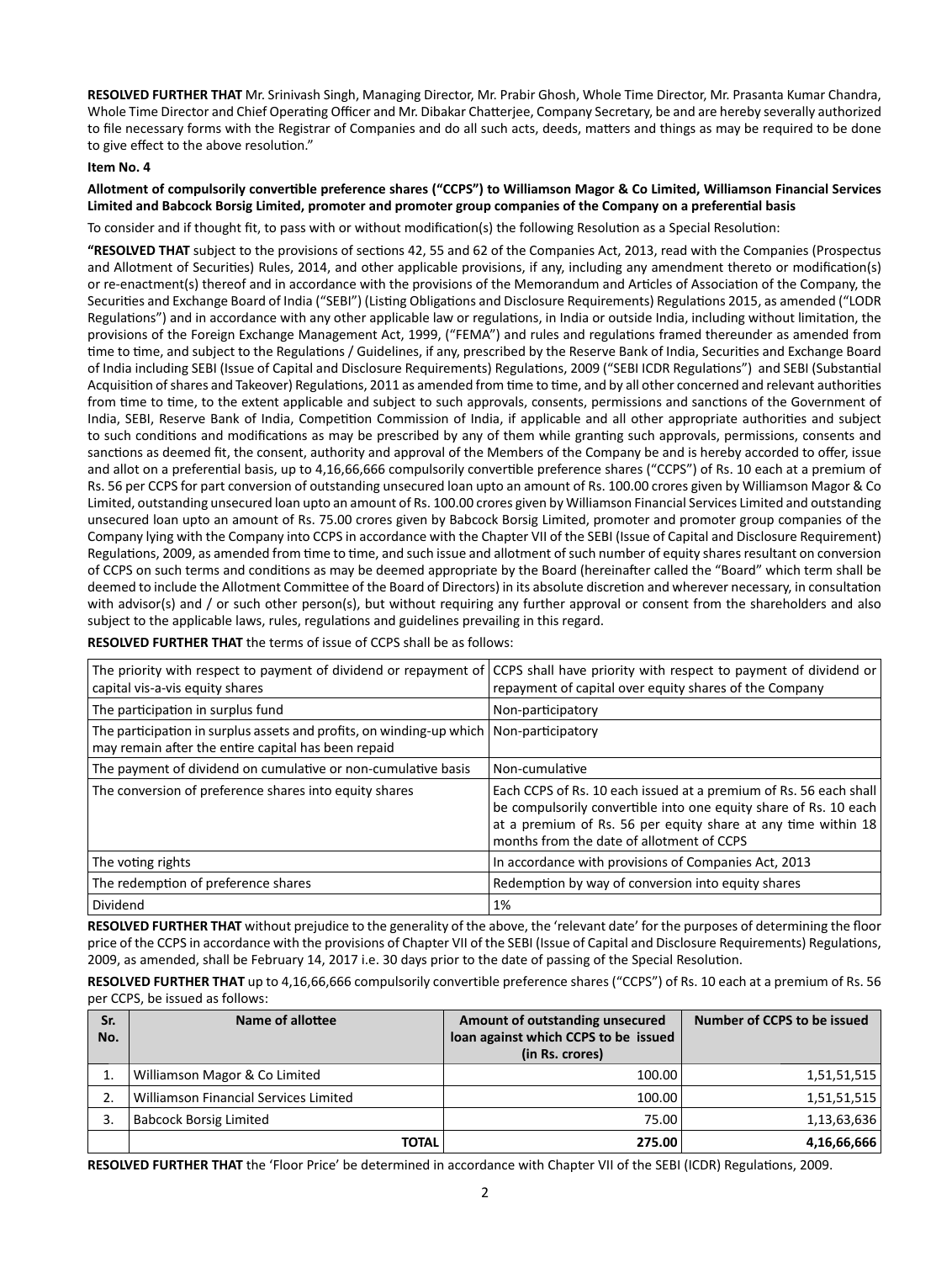**RESOLVED FURTHER THAT** Mr. Srinivash Singh, Managing Director, Mr. Prabir Ghosh, Whole Time Director, Mr. Prasanta Kumar Chandra, Whole Time Director and Chief Operating Officer and Mr. Dibakar Chatterjee, Company Secretary, be and are hereby severally authorized to file necessary forms with the Registrar of Companies and do all such acts, deeds, matters and things as may be required to be done to give effect to the above resolution."

**Item No. 4**

**Allotment of compulsorily convertible preference shares ("CCPS") to Williamson Magor & Co Limited, Williamson Financial Services Limited and Babcock Borsig Limited, promoter and promoter group companies of the Company on a preferential basis**

To consider and if thought fit, to pass with or without modification(s) the following Resolution as a Special Resolution:

**"RESOLVED THAT** subject to the provisions of sections 42, 55 and 62 of the Companies Act, 2013, read with the Companies (Prospectus and Allotment of Securities) Rules, 2014, and other applicable provisions, if any, including any amendment thereto or modification(s) or re-enactment(s) thereof and in accordance with the provisions of the Memorandum and Articles of Association of the Company, the Securities and Exchange Board of India ("SEBI") (Listing Obligations and Disclosure Requirements) Regulations 2015, as amended ("LODR Regulations") and in accordance with any other applicable law or regulations, in India or outside India, including without limitation, the provisions of the Foreign Exchange Management Act, 1999, ("FEMA") and rules and regulations framed thereunder as amended from time to time, and subject to the Regulations / Guidelines, if any, prescribed by the Reserve Bank of India, Securities and Exchange Board of India including SEBI (Issue of Capital and Disclosure Requirements) Regulations, 2009 ("SEBI ICDR Regulations") and SEBI (Substantial Acquisition of shares and Takeover) Regulations, 2011 as amended from time to time, and by all other concerned and relevant authorities from time to time, to the extent applicable and subject to such approvals, consents, permissions and sanctions of the Government of India, SEBI, Reserve Bank of India, Competition Commission of India, if applicable and all other appropriate authorities and subject to such conditions and modifications as may be prescribed by any of them while granting such approvals, permissions, consents and sanctions as deemed fit, the consent, authority and approval of the Members of the Company be and is hereby accorded to offer, issue and allot on a preferential basis, up to 4,16,66,666 compulsorily convertible preference shares ("CCPS") of Rs. 10 each at a premium of Rs. 56 per CCPS for part conversion of outstanding unsecured loan upto an amount of Rs. 100.00 crores given by Williamson Magor & Co Limited, outstanding unsecured loan upto an amount of Rs. 100.00 crores given by Williamson Financial Services Limited and outstanding unsecured loan upto an amount of Rs. 75.00 crores given by Babcock Borsig Limited, promoter and promoter group companies of the Company lying with the Company into CCPS in accordance with the Chapter VII of the SEBI (Issue of Capital and Disclosure Requirement) Regulations, 2009, as amended from time to time, and such issue and allotment of such number of equity shares resultant on conversion of CCPS on such terms and conditions as may be deemed appropriate by the Board (hereinafter called the "Board" which term shall be deemed to include the Allotment Committee of the Board of Directors) in its absolute discretion and wherever necessary, in consultation with advisor(s) and / or such other person(s), but without requiring any further approval or consent from the shareholders and also subject to the applicable laws, rules, regulations and guidelines prevailing in this regard.

**RESOLVED FURTHER THAT** the terms of issue of CCPS shall be as follows:

| | |
|---|---|
| The priority with respect to payment of dividend or repayment of capital vis-a-vis equity shares | CCPS shall have priority with respect to payment of dividend or repayment of capital over equity shares of the Company |
| The participation in surplus fund | Non-participatory |
| The participation in surplus assets and profits, on winding-up which may remain after the entire capital has been repaid | Non-participatory |
| The payment of dividend on cumulative or non-cumulative basis | Non-cumulative |
| The conversion of preference shares into equity shares | Each CCPS of Rs. 10 each issued at a premium of Rs. 56 each shall be compulsorily convertible into one equity share of Rs. 10 each at a premium of Rs. 56 per equity share at any time within 18 months from the date of allotment of CCPS |
| The voting rights | In accordance with provisions of Companies Act, 2013 |
| The redemption of preference shares | Redemption by way of conversion into equity shares |
| Dividend | 1% |

**RESOLVED FURTHER THAT** without prejudice to the generality of the above, the 'relevant date' for the purposes of determining the floor price of the CCPS in accordance with the provisions of Chapter VII of the SEBI (Issue of Capital and Disclosure Requirements) Regulations, 2009, as amended, shall be February 14, 2017 i.e. 30 days prior to the date of passing of the Special Resolution.

**RESOLVED FURTHER THAT** up to 4,16,66,666 compulsorily convertible preference shares ("CCPS") of Rs. 10 each at a premium of Rs. 56 per CCPS, be issued as follows:

| Sr. No. | Name of allottee | Amount of outstanding unsecured loan against which CCPS to be issued (in Rs. crores) | Number of CCPS to be issued |
|---|---|---|---|
| 1. | Williamson Magor & Co Limited | 100.00 | 1,51,51,515 |
| 2. | Williamson Financial Services Limited | 100.00 | 1,51,51,515 |
| 3. | Babcock Borsig Limited | 75.00 | 1,13,63,636 |
| | **TOTAL** | **275.00** | **4,16,66,666** |

**RESOLVED FURTHER THAT** the 'Floor Price' be determined in accordance with Chapter VII of the SEBI (ICDR) Regulations, 2009.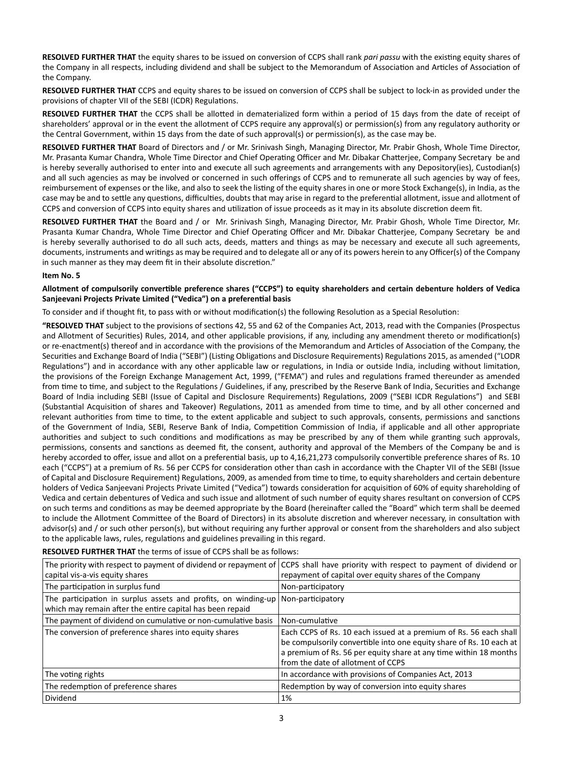**RESOLVED FURTHER THAT** the equity shares to be issued on conversion of CCPS shall rank *pari passu* with the existing equity shares of the Company in all respects, including dividend and shall be subject to the Memorandum of Association and Articles of Association of the Company.

**RESOLVED FURTHER THAT** CCPS and equity shares to be issued on conversion of CCPS shall be subject to lock-in as provided under the provisions of chapter VII of the SEBI (ICDR) Regulations.

**RESOLVED FURTHER THAT** the CCPS shall be allotted in dematerialized form within a period of 15 days from the date of receipt of shareholders' approval or in the event the allotment of CCPS require any approval(s) or permission(s) from any regulatory authority or the Central Government, within 15 days from the date of such approval(s) or permission(s), as the case may be.

**RESOLVED FURTHER THAT** Board of Directors and / or Mr. Srinivash Singh, Managing Director, Mr. Prabir Ghosh, Whole Time Director, Mr. Prasanta Kumar Chandra, Whole Time Director and Chief Operating Officer and Mr. Dibakar Chatterjee, Company Secretary be and is hereby severally authorised to enter into and execute all such agreements and arrangements with any Depository(ies), Custodian(s) and all such agencies as may be involved or concerned in such offerings of CCPS and to remunerate all such agencies by way of fees, reimbursement of expenses or the like, and also to seek the listing of the equity shares in one or more Stock Exchange(s), in India, as the case may be and to settle any questions, difficulties, doubts that may arise in regard to the preferential allotment, issue and allotment of CCPS and conversion of CCPS into equity shares and utilization of issue proceeds as it may in its absolute discretion deem fit.

**RESOLVED FURTHER THAT** the Board and / or Mr. Srinivash Singh, Managing Director, Mr. Prabir Ghosh, Whole Time Director, Mr. Prasanta Kumar Chandra, Whole Time Director and Chief Operating Officer and Mr. Dibakar Chatterjee, Company Secretary be and is hereby severally authorised to do all such acts, deeds, matters and things as may be necessary and execute all such agreements, documents, instruments and writings as may be required and to delegate all or any of its powers herein to any Officer(s) of the Company in such manner as they may deem fit in their absolute discretion."

**Item No. 5**

**Allotment of compulsorily convertible preference shares ("CCPS") to equity shareholders and certain debenture holders of Vedica Sanjeevani Projects Private Limited ("Vedica") on a preferential basis**

To consider and if thought fit, to pass with or without modification(s) the following Resolution as a Special Resolution:

**"RESOLVED THAT** subject to the provisions of sections 42, 55 and 62 of the Companies Act, 2013, read with the Companies (Prospectus and Allotment of Securities) Rules, 2014, and other applicable provisions, if any, including any amendment thereto or modification(s) or re-enactment(s) thereof and in accordance with the provisions of the Memorandum and Articles of Association of the Company, the Securities and Exchange Board of India ("SEBI") (Listing Obligations and Disclosure Requirements) Regulations 2015, as amended ("LODR Regulations") and in accordance with any other applicable law or regulations, in India or outside India, including without limitation, the provisions of the Foreign Exchange Management Act, 1999, ("FEMA") and rules and regulations framed thereunder as amended from time to time, and subject to the Regulations / Guidelines, if any, prescribed by the Reserve Bank of India, Securities and Exchange Board of India including SEBI (Issue of Capital and Disclosure Requirements) Regulations, 2009 ("SEBI ICDR Regulations") and SEBI (Substantial Acquisition of shares and Takeover) Regulations, 2011 as amended from time to time, and by all other concerned and relevant authorities from time to time, to the extent applicable and subject to such approvals, consents, permissions and sanctions of the Government of India, SEBI, Reserve Bank of India, Competition Commission of India, if applicable and all other appropriate authorities and subject to such conditions and modifications as may be prescribed by any of them while granting such approvals, permissions, consents and sanctions as deemed fit, the consent, authority and approval of the Members of the Company be and is hereby accorded to offer, issue and allot on a preferential basis, up to 4,16,21,273 compulsorily convertible preference shares of Rs. 10 each ("CCPS") at a premium of Rs. 56 per CCPS for consideration other than cash in accordance with the Chapter VII of the SEBI (Issue of Capital and Disclosure Requirement) Regulations, 2009, as amended from time to time, to equity shareholders and certain debenture holders of Vedica Sanjeevani Projects Private Limited ("Vedica") towards consideration for acquisition of 60% of equity shareholding of Vedica and certain debentures of Vedica and such issue and allotment of such number of equity shares resultant on conversion of CCPS on such terms and conditions as may be deemed appropriate by the Board (hereinafter called the "Board" which term shall be deemed to include the Allotment Committee of the Board of Directors) in its absolute discretion and wherever necessary, in consultation with advisor(s) and / or such other person(s), but without requiring any further approval or consent from the shareholders and also subject to the applicable laws, rules, regulations and guidelines prevailing in this regard.

**RESOLVED FURTHER THAT** the terms of issue of CCPS shall be as follows:

| The priority with respect to payment of dividend or repayment of capital vis-a-vis equity shares | CCPS shall have priority with respect to payment of dividend or repayment of capital over equity shares of the Company |
|---|---|
| The participation in surplus fund | Non-participatory |
| The participation in surplus assets and profits, on winding-up which may remain after the entire capital has been repaid | Non-participatory |
| The payment of dividend on cumulative or non-cumulative basis | Non-cumulative |
| The conversion of preference shares into equity shares | Each CCPS of Rs. 10 each issued at a premium of Rs. 56 each shall be compulsorily convertible into one equity share of Rs. 10 each at a premium of Rs. 56 per equity share at any time within 18 months from the date of allotment of CCPS |
| The voting rights | In accordance with provisions of Companies Act, 2013 |
| The redemption of preference shares | Redemption by way of conversion into equity shares |
| Dividend | 1% |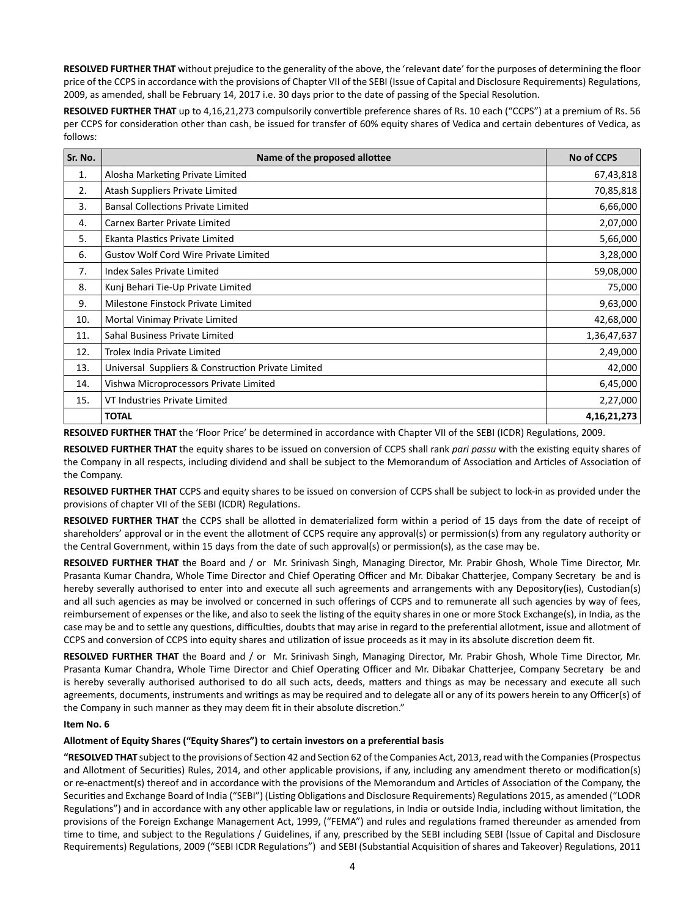**RESOLVED FURTHER THAT** without prejudice to the generality of the above, the 'relevant date' for the purposes of determining the floor price of the CCPS in accordance with the provisions of Chapter VII of the SEBI (Issue of Capital and Disclosure Requirements) Regulations, 2009, as amended, shall be February 14, 2017 i.e. 30 days prior to the date of passing of the Special Resolution.

**RESOLVED FURTHER THAT** up to 4,16,21,273 compulsorily convertible preference shares of Rs. 10 each ("CCPS") at a premium of Rs. 56 per CCPS for consideration other than cash, be issued for transfer of 60% equity shares of Vedica and certain debentures of Vedica, as follows:

| Sr. No. | Name of the proposed allottee | No of CCPS |
|---|---|---|
| 1. | Alosha Marketing Private Limited | 67,43,818 |
| 2. | Atash Suppliers Private Limited | 70,85,818 |
| 3. | Bansal Collections Private Limited | 6,66,000 |
| 4. | Carnex Barter Private Limited | 2,07,000 |
| 5. | Ekanta Plastics Private Limited | 5,66,000 |
| 6. | Gustov Wolf Cord Wire Private Limited | 3,28,000 |
| 7. | Index Sales Private Limited | 59,08,000 |
| 8. | Kunj Behari Tie-Up Private Limited | 75,000 |
| 9. | Milestone Finstock Private Limited | 9,63,000 |
| 10. | Mortal Vinimay Private Limited | 42,68,000 |
| 11. | Sahal Business Private Limited | 1,36,47,637 |
| 12. | Trolex India Private Limited | 2,49,000 |
| 13. | Universal Suppliers & Construction Private Limited | 42,000 |
| 14. | Vishwa Microprocessors Private Limited | 6,45,000 |
| 15. | VT Industries Private Limited | 2,27,000 |
| | **TOTAL** | **4,16,21,273** |

**RESOLVED FURTHER THAT** the 'Floor Price' be determined in accordance with Chapter VII of the SEBI (ICDR) Regulations, 2009.

**RESOLVED FURTHER THAT** the equity shares to be issued on conversion of CCPS shall rank *pari passu* with the existing equity shares of the Company in all respects, including dividend and shall be subject to the Memorandum of Association and Articles of Association of the Company.

**RESOLVED FURTHER THAT** CCPS and equity shares to be issued on conversion of CCPS shall be subject to lock-in as provided under the provisions of chapter VII of the SEBI (ICDR) Regulations.

**RESOLVED FURTHER THAT** the CCPS shall be allotted in dematerialized form within a period of 15 days from the date of receipt of shareholders' approval or in the event the allotment of CCPS require any approval(s) or permission(s) from any regulatory authority or the Central Government, within 15 days from the date of such approval(s) or permission(s), as the case may be.

**RESOLVED FURTHER THAT** the Board and / or Mr. Srinivash Singh, Managing Director, Mr. Prabir Ghosh, Whole Time Director, Mr. Prasanta Kumar Chandra, Whole Time Director and Chief Operating Officer and Mr. Dibakar Chatterjee, Company Secretary be and is hereby severally authorised to enter into and execute all such agreements and arrangements with any Depository(ies), Custodian(s) and all such agencies as may be involved or concerned in such offerings of CCPS and to remunerate all such agencies by way of fees, reimbursement of expenses or the like, and also to seek the listing of the equity shares in one or more Stock Exchange(s), in India, as the case may be and to settle any questions, difficulties, doubts that may arise in regard to the preferential allotment, issue and allotment of CCPS and conversion of CCPS into equity shares and utilization of issue proceeds as it may in its absolute discretion deem fit.

**RESOLVED FURTHER THAT** the Board and / or Mr. Srinivash Singh, Managing Director, Mr. Prabir Ghosh, Whole Time Director, Mr. Prasanta Kumar Chandra, Whole Time Director and Chief Operating Officer and Mr. Dibakar Chatterjee, Company Secretary be and is hereby severally authorised authorised to do all such acts, deeds, matters and things as may be necessary and execute all such agreements, documents, instruments and writings as may be required and to delegate all or any of its powers herein to any Officer(s) of the Company in such manner as they may deem fit in their absolute discretion."

**Item No. 6**

**Allotment of Equity Shares ("Equity Shares") to certain investors on a preferential basis**

**"RESOLVED THAT** subject to the provisions of Section 42 and Section 62 of the Companies Act, 2013, read with the Companies (Prospectus and Allotment of Securities) Rules, 2014, and other applicable provisions, if any, including any amendment thereto or modification(s) or re-enactment(s) thereof and in accordance with the provisions of the Memorandum and Articles of Association of the Company, the Securities and Exchange Board of India ("SEBI") (Listing Obligations and Disclosure Requirements) Regulations 2015, as amended ("LODR Regulations") and in accordance with any other applicable law or regulations, in India or outside India, including without limitation, the provisions of the Foreign Exchange Management Act, 1999, ("FEMA") and rules and regulations framed thereunder as amended from time to time, and subject to the Regulations / Guidelines, if any, prescribed by the SEBI including SEBI (Issue of Capital and Disclosure Requirements) Regulations, 2009 ("SEBI ICDR Regulations") and SEBI (Substantial Acquisition of shares and Takeover) Regulations, 2011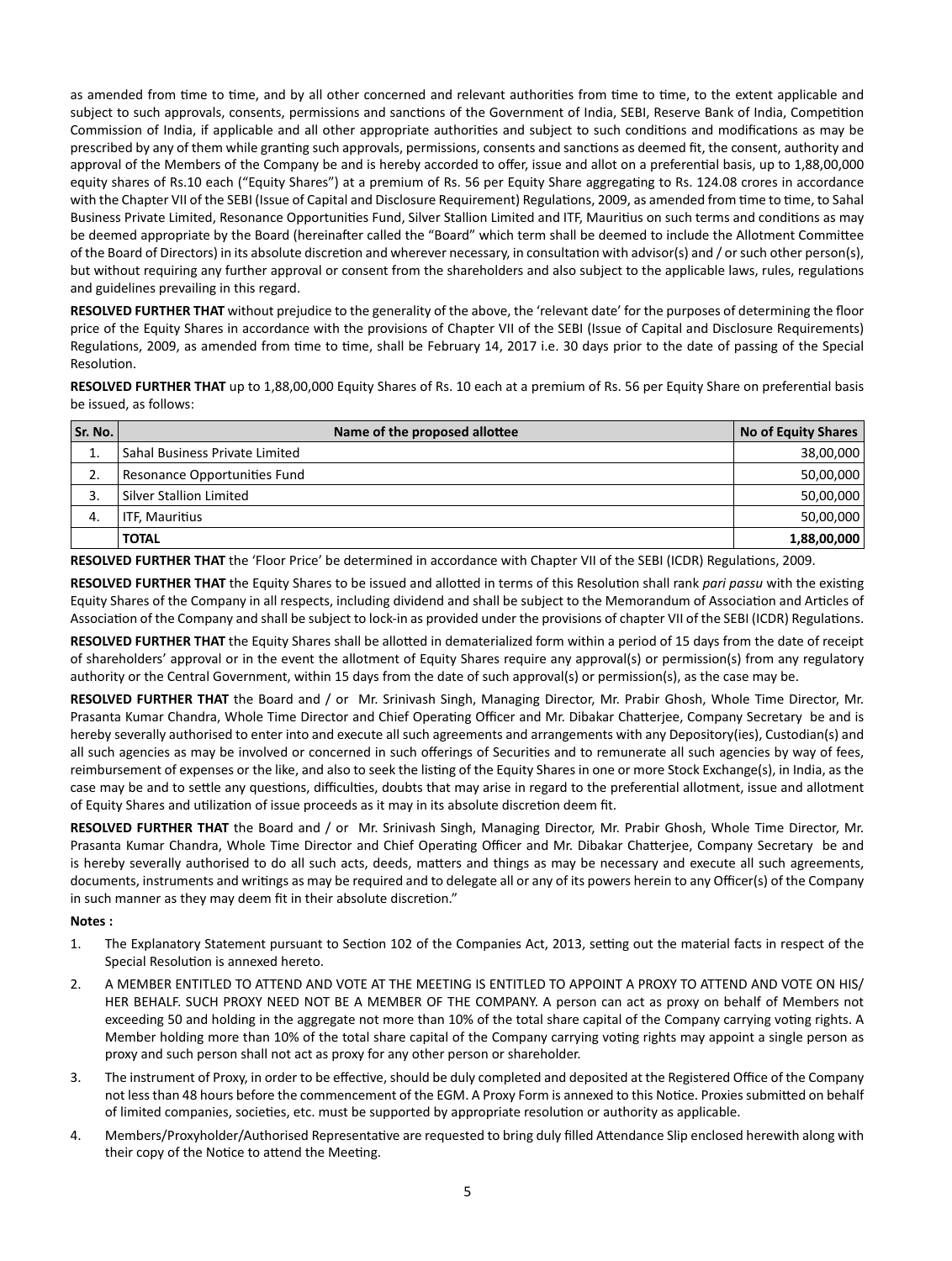as amended from time to time, and by all other concerned and relevant authorities from time to time, to the extent applicable and subject to such approvals, consents, permissions and sanctions of the Government of India, SEBI, Reserve Bank of India, Competition Commission of India, if applicable and all other appropriate authorities and subject to such conditions and modifications as may be prescribed by any of them while granting such approvals, permissions, consents and sanctions as deemed fit, the consent, authority and approval of the Members of the Company be and is hereby accorded to offer, issue and allot on a preferential basis, up to 1,88,00,000 equity shares of Rs.10 each ("Equity Shares") at a premium of Rs. 56 per Equity Share aggregating to Rs. 124.08 crores in accordance with the Chapter VII of the SEBI (Issue of Capital and Disclosure Requirement) Regulations, 2009, as amended from time to time, to Sahal Business Private Limited, Resonance Opportunities Fund, Silver Stallion Limited and ITF, Mauritius on such terms and conditions as may be deemed appropriate by the Board (hereinafter called the "Board" which term shall be deemed to include the Allotment Committee of the Board of Directors) in its absolute discretion and wherever necessary, in consultation with advisor(s) and / or such other person(s), but without requiring any further approval or consent from the shareholders and also subject to the applicable laws, rules, regulations and guidelines prevailing in this regard.

**RESOLVED FURTHER THAT** without prejudice to the generality of the above, the 'relevant date' for the purposes of determining the floor price of the Equity Shares in accordance with the provisions of Chapter VII of the SEBI (Issue of Capital and Disclosure Requirements) Regulations, 2009, as amended from time to time, shall be February 14, 2017 i.e. 30 days prior to the date of passing of the Special Resolution.

**RESOLVED FURTHER THAT** up to 1,88,00,000 Equity Shares of Rs. 10 each at a premium of Rs. 56 per Equity Share on preferential basis be issued, as follows:

| Sr. No. | Name of the proposed allottee | No of Equity Shares |
|---|---|---|
| 1. | Sahal Business Private Limited | 38,00,000 |
| 2. | Resonance Opportunities Fund | 50,00,000 |
| 3. | Silver Stallion Limited | 50,00,000 |
| 4. | ITF, Mauritius | 50,00,000 |
| | **TOTAL** | **1,88,00,000** |

**RESOLVED FURTHER THAT** the 'Floor Price' be determined in accordance with Chapter VII of the SEBI (ICDR) Regulations, 2009.

**RESOLVED FURTHER THAT** the Equity Shares to be issued and allotted in terms of this Resolution shall rank *pari passu* with the existing Equity Shares of the Company in all respects, including dividend and shall be subject to the Memorandum of Association and Articles of Association of the Company and shall be subject to lock-in as provided under the provisions of chapter VII of the SEBI (ICDR) Regulations.

**RESOLVED FURTHER THAT** the Equity Shares shall be allotted in dematerialized form within a period of 15 days from the date of receipt of shareholders' approval or in the event the allotment of Equity Shares require any approval(s) or permission(s) from any regulatory authority or the Central Government, within 15 days from the date of such approval(s) or permission(s), as the case may be.

**RESOLVED FURTHER THAT** the Board and / or Mr. Srinivash Singh, Managing Director, Mr. Prabir Ghosh, Whole Time Director, Mr. Prasanta Kumar Chandra, Whole Time Director and Chief Operating Officer and Mr. Dibakar Chatterjee, Company Secretary be and is hereby severally authorised to enter into and execute all such agreements and arrangements with any Depository(ies), Custodian(s) and all such agencies as may be involved or concerned in such offerings of Securities and to remunerate all such agencies by way of fees, reimbursement of expenses or the like, and also to seek the listing of the Equity Shares in one or more Stock Exchange(s), in India, as the case may be and to settle any questions, difficulties, doubts that may arise in regard to the preferential allotment, issue and allotment of Equity Shares and utilization of issue proceeds as it may in its absolute discretion deem fit.

**RESOLVED FURTHER THAT** the Board and / or Mr. Srinivash Singh, Managing Director, Mr. Prabir Ghosh, Whole Time Director, Mr. Prasanta Kumar Chandra, Whole Time Director and Chief Operating Officer and Mr. Dibakar Chatterjee, Company Secretary be and is hereby severally authorised to do all such acts, deeds, matters and things as may be necessary and execute all such agreements, documents, instruments and writings as may be required and to delegate all or any of its powers herein to any Officer(s) of the Company in such manner as they may deem fit in their absolute discretion."

**Notes :**

1. The Explanatory Statement pursuant to Section 102 of the Companies Act, 2013, setting out the material facts in respect of the Special Resolution is annexed hereto.
2. A MEMBER ENTITLED TO ATTEND AND VOTE AT THE MEETING IS ENTITLED TO APPOINT A PROXY TO ATTEND AND VOTE ON HIS/ HER BEHALF. SUCH PROXY NEED NOT BE A MEMBER OF THE COMPANY. A person can act as proxy on behalf of Members not exceeding 50 and holding in the aggregate not more than 10% of the total share capital of the Company carrying voting rights. A Member holding more than 10% of the total share capital of the Company carrying voting rights may appoint a single person as proxy and such person shall not act as proxy for any other person or shareholder.
3. The instrument of Proxy, in order to be effective, should be duly completed and deposited at the Registered Office of the Company not less than 48 hours before the commencement of the EGM. A Proxy Form is annexed to this Notice. Proxies submitted on behalf of limited companies, societies, etc. must be supported by appropriate resolution or authority as applicable.
4. Members/Proxyholder/Authorised Representative are requested to bring duly filled Attendance Slip enclosed herewith along with their copy of the Notice to attend the Meeting.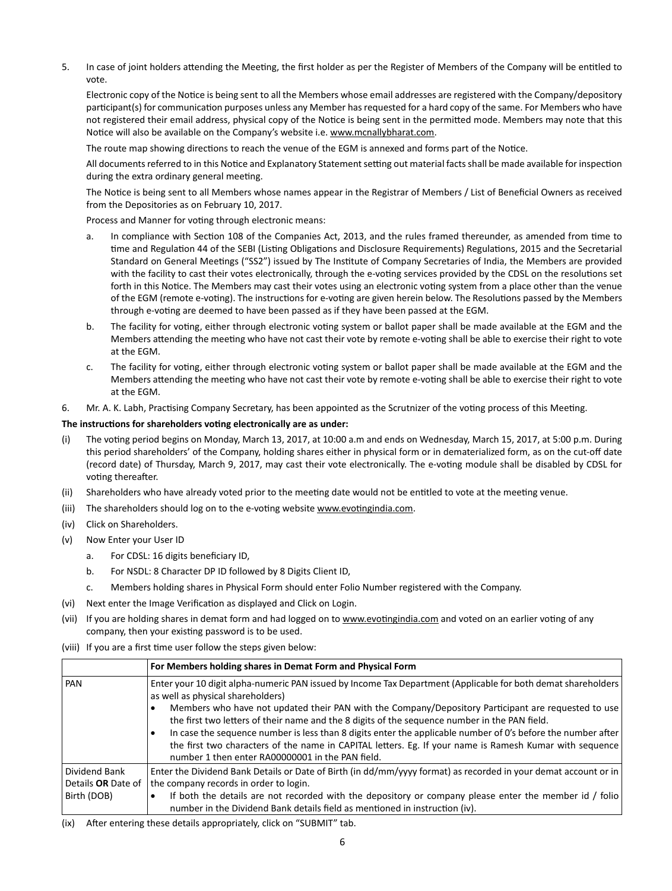5. In case of joint holders attending the Meeting, the first holder as per the Register of Members of the Company will be entitled to vote.

   Electronic copy of the Notice is being sent to all the Members whose email addresses are registered with the Company/depository participant(s) for communication purposes unless any Member has requested for a hard copy of the same. For Members who have not registered their email address, physical copy of the Notice is being sent in the permitted mode. Members may note that this Notice will also be available on the Company's website i.e. www.mcnallybharat.com.

   The route map showing directions to reach the venue of the EGM is annexed and forms part of the Notice.

   All documents referred to in this Notice and Explanatory Statement setting out material facts shall be made available for inspection during the extra ordinary general meeting.

   The Notice is being sent to all Members whose names appear in the Registrar of Members / List of Beneficial Owners as received from the Depositories as on February 10, 2017.

   Process and Manner for voting through electronic means:

   a. In compliance with Section 108 of the Companies Act, 2013, and the rules framed thereunder, as amended from time to time and Regulation 44 of the SEBI (Listing Obligations and Disclosure Requirements) Regulations, 2015 and the Secretarial Standard on General Meetings ("SS2") issued by The Institute of Company Secretaries of India, the Members are provided with the facility to cast their votes electronically, through the e-voting services provided by the CDSL on the resolutions set forth in this Notice. The Members may cast their votes using an electronic voting system from a place other than the venue of the EGM (remote e-voting). The instructions for e-voting are given herein below. The Resolutions passed by the Members through e-voting are deemed to have been passed as if they have been passed at the EGM.

   b. The facility for voting, either through electronic voting system or ballot paper shall be made available at the EGM and the Members attending the meeting who have not cast their vote by remote e-voting shall be able to exercise their right to vote at the EGM.

   c. The facility for voting, either through electronic voting system or ballot paper shall be made available at the EGM and the Members attending the meeting who have not cast their vote by remote e-voting shall be able to exercise their right to vote at the EGM.

6. Mr. A. K. Labh, Practising Company Secretary, has been appointed as the Scrutnizer of the voting process of this Meeting.

**The instructions for shareholders voting electronically are as under:**

(i) The voting period begins on Monday, March 13, 2017, at 10:00 a.m and ends on Wednesday, March 15, 2017, at 5:00 p.m. During this period shareholders' of the Company, holding shares either in physical form or in dematerialized form, as on the cut-off date (record date) of Thursday, March 9, 2017, may cast their vote electronically. The e-voting module shall be disabled by CDSL for voting thereafter.

(ii) Shareholders who have already voted prior to the meeting date would not be entitled to vote at the meeting venue.

(iii) The shareholders should log on to the e-voting website www.evotingindia.com.

(iv) Click on Shareholders.

(v) Now Enter your User ID

   a. For CDSL: 16 digits beneficiary ID,

   b. For NSDL: 8 Character DP ID followed by 8 Digits Client ID,

   c. Members holding shares in Physical Form should enter Folio Number registered with the Company.

(vi) Next enter the Image Verification as displayed and Click on Login.

(vii) If you are holding shares in demat form and had logged on to www.evotingindia.com and voted on an earlier voting of any company, then your existing password is to be used.

(viii) If you are a first time user follow the steps given below:

| | **For Members holding shares in Demat Form and Physical Form** |
|---|---|
| PAN | Enter your 10 digit alpha-numeric PAN issued by Income Tax Department (Applicable for both demat shareholders as well as physical shareholders)<br>• Members who have not updated their PAN with the Company/Depository Participant are requested to use the first two letters of their name and the 8 digits of the sequence number in the PAN field.<br>• In case the sequence number is less than 8 digits enter the applicable number of 0's before the number after the first two characters of the name in CAPITAL letters. Eg. If your name is Ramesh Kumar with sequence number 1 then enter RA00000001 in the PAN field. |
| Dividend Bank Details **OR** Date of Birth (DOB) | Enter the Dividend Bank Details or Date of Birth (in dd/mm/yyyy format) as recorded in your demat account or in the company records in order to login.<br>• If both the details are not recorded with the depository or company please enter the member id / folio number in the Dividend Bank details field as mentioned in instruction (iv). |

(ix) After entering these details appropriately, click on "SUBMIT" tab.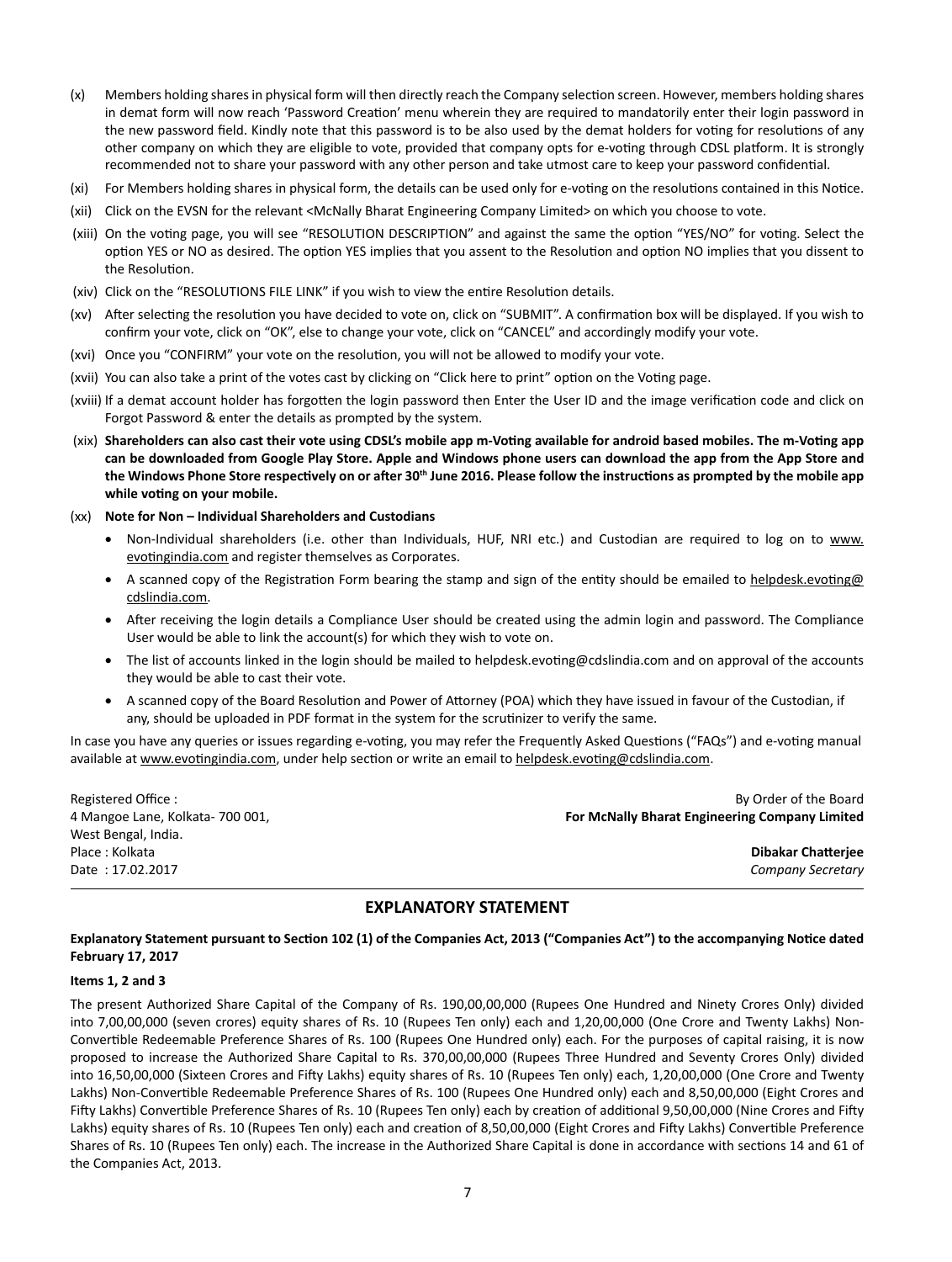(x) Members holding shares in physical form will then directly reach the Company selection screen. However, members holding shares in demat form will now reach 'Password Creation' menu wherein they are required to mandatorily enter their login password in the new password field. Kindly note that this password is to be also used by the demat holders for voting for resolutions of any other company on which they are eligible to vote, provided that company opts for e-voting through CDSL platform. It is strongly recommended not to share your password with any other person and take utmost care to keep your password confidential.

(xi) For Members holding shares in physical form, the details can be used only for e-voting on the resolutions contained in this Notice.

(xii) Click on the EVSN for the relevant <McNally Bharat Engineering Company Limited> on which you choose to vote.

(xiii) On the voting page, you will see "RESOLUTION DESCRIPTION" and against the same the option "YES/NO" for voting. Select the option YES or NO as desired. The option YES implies that you assent to the Resolution and option NO implies that you dissent to the Resolution.

(xiv) Click on the "RESOLUTIONS FILE LINK" if you wish to view the entire Resolution details.

(xv) After selecting the resolution you have decided to vote on, click on "SUBMIT". A confirmation box will be displayed. If you wish to confirm your vote, click on "OK", else to change your vote, click on "CANCEL" and accordingly modify your vote.

(xvi) Once you "CONFIRM" your vote on the resolution, you will not be allowed to modify your vote.

(xvii) You can also take a print of the votes cast by clicking on "Click here to print" option on the Voting page.

(xviii) If a demat account holder has forgotten the login password then Enter the User ID and the image verification code and click on Forgot Password & enter the details as prompted by the system.

(xix) **Shareholders can also cast their vote using CDSL's mobile app m-Voting available for android based mobiles. The m-Voting app can be downloaded from Google Play Store. Apple and Windows phone users can download the app from the App Store and the Windows Phone Store respectively on or after 30th June 2016. Please follow the instructions as prompted by the mobile app while voting on your mobile.**

(xx) **Note for Non – Individual Shareholders and Custodians**

- Non-Individual shareholders (i.e. other than Individuals, HUF, NRI etc.) and Custodian are required to log on to www.evotingindia.com and register themselves as Corporates.
- A scanned copy of the Registration Form bearing the stamp and sign of the entity should be emailed to helpdesk.evoting@cdslindia.com.
- After receiving the login details a Compliance User should be created using the admin login and password. The Compliance User would be able to link the account(s) for which they wish to vote on.
- The list of accounts linked in the login should be mailed to helpdesk.evoting@cdslindia.com and on approval of the accounts they would be able to cast their vote.
- A scanned copy of the Board Resolution and Power of Attorney (POA) which they have issued in favour of the Custodian, if any, should be uploaded in PDF format in the system for the scrutinizer to verify the same.

In case you have any queries or issues regarding e-voting, you may refer the Frequently Asked Questions ("FAQs") and e-voting manual available at www.evotingindia.com, under help section or write an email to helpdesk.evoting@cdslindia.com.

Registered Office :
4 Mangoe Lane, Kolkata- 700 001,
West Bengal, India.
Place : Kolkata
Date : 17.02.2017

By Order of the Board
**For McNally Bharat Engineering Company Limited**

**Dibakar Chatterjee**
*Company Secretary*

## EXPLANATORY STATEMENT

**Explanatory Statement pursuant to Section 102 (1) of the Companies Act, 2013 ("Companies Act") to the accompanying Notice dated February 17, 2017**

**Items 1, 2 and 3**

The present Authorized Share Capital of the Company of Rs. 190,00,00,000 (Rupees One Hundred and Ninety Crores Only) divided into 7,00,00,000 (seven crores) equity shares of Rs. 10 (Rupees Ten only) each and 1,20,00,000 (One Crore and Twenty Lakhs) Non-Convertible Redeemable Preference Shares of Rs. 100 (Rupees One Hundred only) each. For the purposes of capital raising, it is now proposed to increase the Authorized Share Capital to Rs. 370,00,00,000 (Rupees Three Hundred and Seventy Crores Only) divided into 16,50,00,000 (Sixteen Crores and Fifty Lakhs) equity shares of Rs. 10 (Rupees Ten only) each, 1,20,00,000 (One Crore and Twenty Lakhs) Non-Convertible Redeemable Preference Shares of Rs. 100 (Rupees One Hundred only) each and 8,50,00,000 (Eight Crores and Fifty Lakhs) Convertible Preference Shares of Rs. 10 (Rupees Ten only) each by creation of additional 9,50,00,000 (Nine Crores and Fifty Lakhs) equity shares of Rs. 10 (Rupees Ten only) each and creation of 8,50,00,000 (Eight Crores and Fifty Lakhs) Convertible Preference Shares of Rs. 10 (Rupees Ten only) each. The increase in the Authorized Share Capital is done in accordance with sections 14 and 61 of the Companies Act, 2013.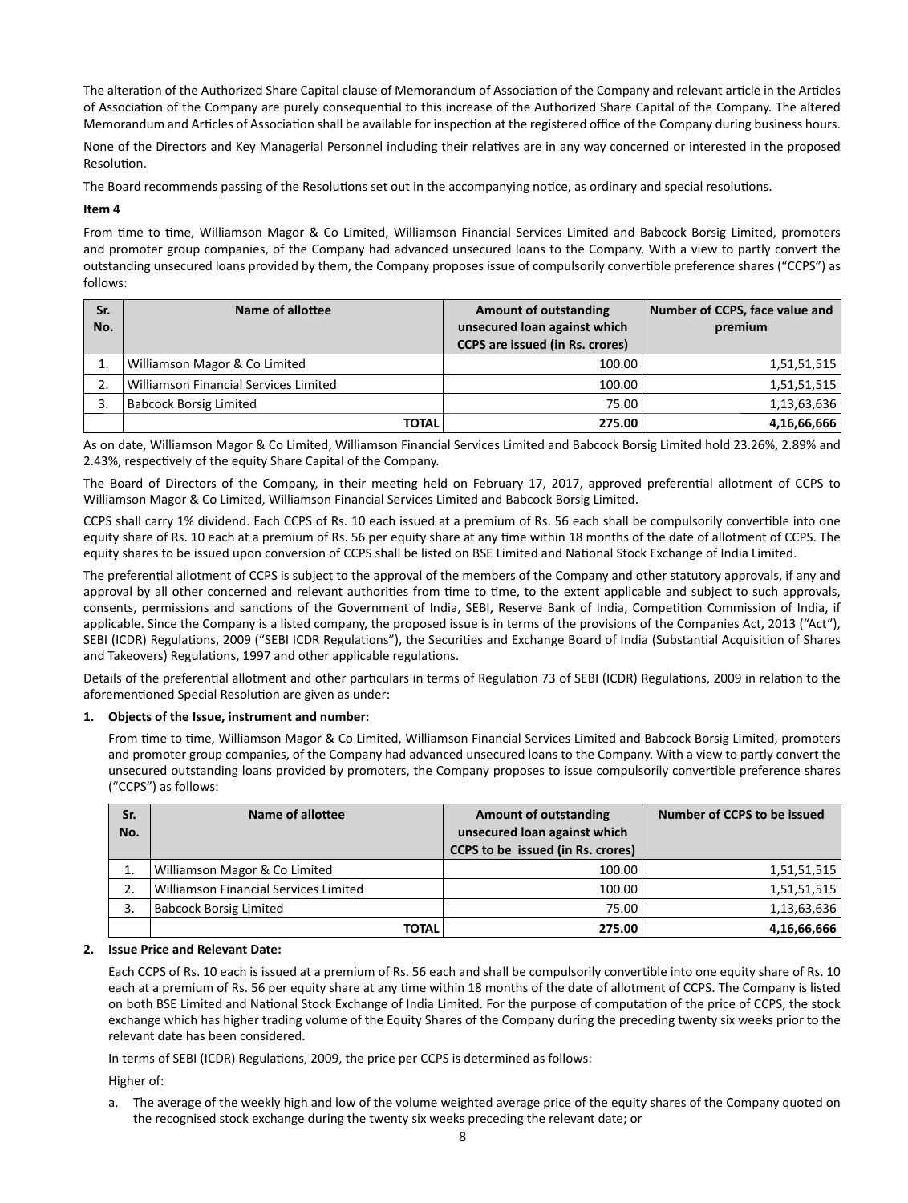The alteration of the Authorized Share Capital clause of Memorandum of Association of the Company and relevant article in the Articles of Association of the Company are purely consequential to this increase of the Authorized Share Capital of the Company. The altered Memorandum and Articles of Association shall be available for inspection at the registered office of the Company during business hours.

None of the Directors and Key Managerial Personnel including their relatives are in any way concerned or interested in the proposed Resolution.

The Board recommends passing of the Resolutions set out in the accompanying notice, as ordinary and special resolutions.

**Item 4**

From time to time, Williamson Magor & Co Limited, Williamson Financial Services Limited and Babcock Borsig Limited, promoters and promoter group companies, of the Company had advanced unsecured loans to the Company. With a view to partly convert the outstanding unsecured loans provided by them, the Company proposes issue of compulsorily convertible preference shares ("CCPS") as follows:

| Sr. No. | Name of allottee | Amount of outstanding unsecured loan against which CCPS are issued (in Rs. crores) | Number of CCPS, face value and premium |
|---|---|---|---|
| 1. | Williamson Magor & Co Limited | 100.00 | 1,51,51,515 |
| 2. | Williamson Financial Services Limited | 100.00 | 1,51,51,515 |
| 3. | Babcock Borsig Limited | 75.00 | 1,13,63,636 |
| | **TOTAL** | **275.00** | **4,16,66,666** |

As on date, Williamson Magor & Co Limited, Williamson Financial Services Limited and Babcock Borsig Limited hold 23.26%, 2.89% and 2.43%, respectively of the equity Share Capital of the Company.

The Board of Directors of the Company, in their meeting held on February 17, 2017, approved preferential allotment of CCPS to Williamson Magor & Co Limited, Williamson Financial Services Limited and Babcock Borsig Limited.

CCPS shall carry 1% dividend. Each CCPS of Rs. 10 each issued at a premium of Rs. 56 each shall be compulsorily convertible into one equity share of Rs. 10 each at a premium of Rs. 56 per equity share at any time within 18 months of the date of allotment of CCPS. The equity shares to be issued upon conversion of CCPS shall be listed on BSE Limited and National Stock Exchange of India Limited.

The preferential allotment of CCPS is subject to the approval of the members of the Company and other statutory approvals, if any and approval by all other concerned and relevant authorities from time to time, to the extent applicable and subject to such approvals, consents, permissions and sanctions of the Government of India, SEBI, Reserve Bank of India, Competition Commission of India, if applicable. Since the Company is a listed company, the proposed issue is in terms of the provisions of the Companies Act, 2013 ("Act"), SEBI (ICDR) Regulations, 2009 ("SEBI ICDR Regulations"), the Securities and Exchange Board of India (Substantial Acquisition of Shares and Takeovers) Regulations, 1997 and other applicable regulations.

Details of the preferential allotment and other particulars in terms of Regulation 73 of SEBI (ICDR) Regulations, 2009 in relation to the aforementioned Special Resolution are given as under:

**1. Objects of the Issue, instrument and number:**

From time to time, Williamson Magor & Co Limited, Williamson Financial Services Limited and Babcock Borsig Limited, promoters and promoter group companies, of the Company had advanced unsecured loans to the Company. With a view to partly convert the unsecured outstanding loans provided by promoters, the Company proposes to issue compulsorily convertible preference shares ("CCPS") as follows:

| Sr. No. | Name of allottee | Amount of outstanding unsecured loan against which CCPS to be issued (in Rs. crores) | Number of CCPS to be issued |
|---|---|---|---|
| 1. | Williamson Magor & Co Limited | 100.00 | 1,51,51,515 |
| 2. | Williamson Financial Services Limited | 100.00 | 1,51,51,515 |
| 3. | Babcock Borsig Limited | 75.00 | 1,13,63,636 |
| | **TOTAL** | **275.00** | **4,16,66,666** |

**2. Issue Price and Relevant Date:**

Each CCPS of Rs. 10 each is issued at a premium of Rs. 56 each and shall be compulsorily convertible into one equity share of Rs. 10 each at a premium of Rs. 56 per equity share at any time within 18 months of the date of allotment of CCPS. The Company is listed on both BSE Limited and National Stock Exchange of India Limited. For the purpose of computation of the price of CCPS, the stock exchange which has higher trading volume of the Equity Shares of the Company during the preceding twenty six weeks prior to the relevant date has been considered.

In terms of SEBI (ICDR) Regulations, 2009, the price per CCPS is determined as follows:

Higher of:

a. The average of the weekly high and low of the volume weighted average price of the equity shares of the Company quoted on the recognised stock exchange during the twenty six weeks preceding the relevant date; or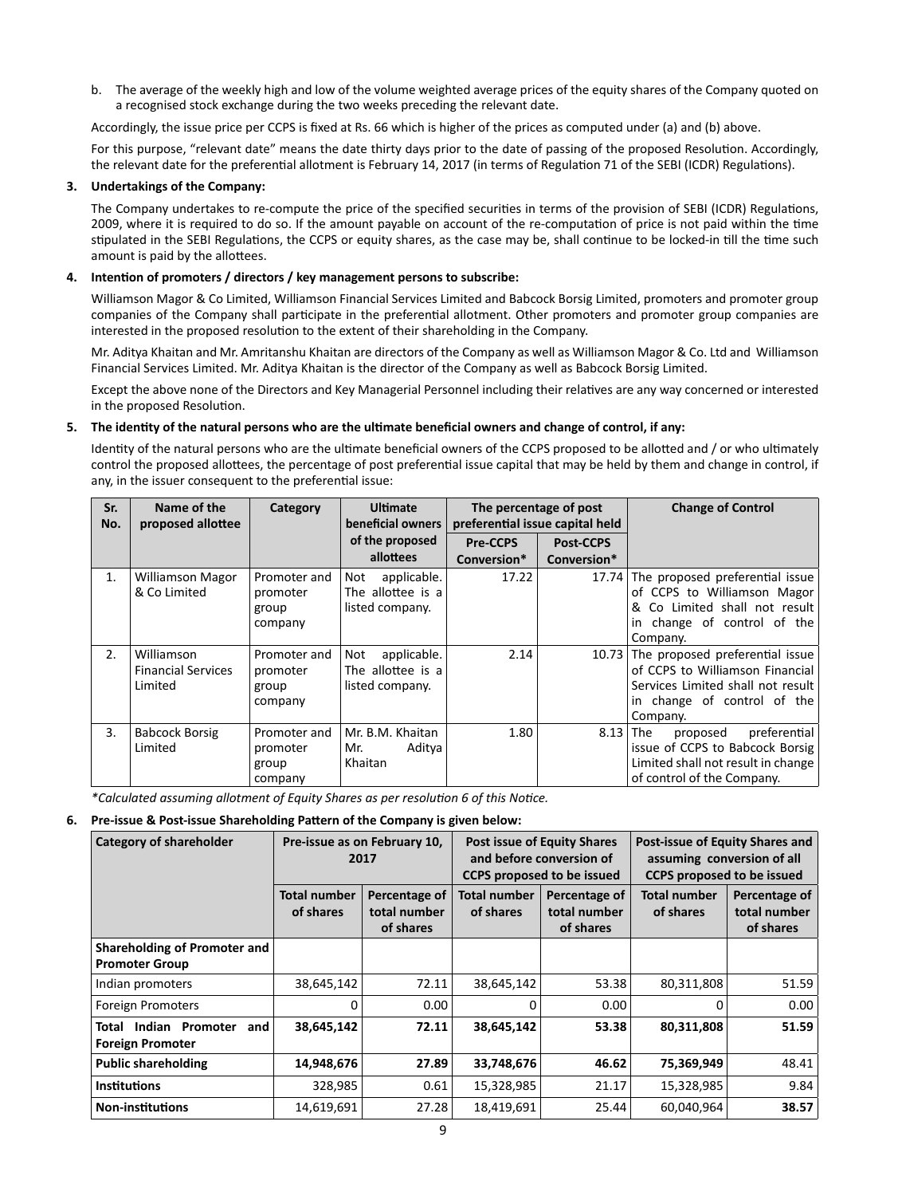b. The average of the weekly high and low of the volume weighted average prices of the equity shares of the Company quoted on a recognised stock exchange during the two weeks preceding the relevant date.

Accordingly, the issue price per CCPS is fixed at Rs. 66 which is higher of the prices as computed under (a) and (b) above.

For this purpose, "relevant date" means the date thirty days prior to the date of passing of the proposed Resolution. Accordingly, the relevant date for the preferential allotment is February 14, 2017 (in terms of Regulation 71 of the SEBI (ICDR) Regulations).

**3. Undertakings of the Company:**

The Company undertakes to re-compute the price of the specified securities in terms of the provision of SEBI (ICDR) Regulations, 2009, where it is required to do so. If the amount payable on account of the re-computation of price is not paid within the time stipulated in the SEBI Regulations, the CCPS or equity shares, as the case may be, shall continue to be locked-in till the time such amount is paid by the allottees.

**4. Intention of promoters / directors / key management persons to subscribe:**

Williamson Magor & Co Limited, Williamson Financial Services Limited and Babcock Borsig Limited, promoters and promoter group companies of the Company shall participate in the preferential allotment. Other promoters and promoter group companies are interested in the proposed resolution to the extent of their shareholding in the Company.

Mr. Aditya Khaitan and Mr. Amritanshu Khaitan are directors of the Company as well as Williamson Magor & Co. Ltd and Williamson Financial Services Limited. Mr. Aditya Khaitan is the director of the Company as well as Babcock Borsig Limited.

Except the above none of the Directors and Key Managerial Personnel including their relatives are any way concerned or interested in the proposed Resolution.

**5. The identity of the natural persons who are the ultimate beneficial owners and change of control, if any:**

Identity of the natural persons who are the ultimate beneficial owners of the CCPS proposed to be allotted and / or who ultimately control the proposed allottees, the percentage of post preferential issue capital that may be held by them and change in control, if any, in the issuer consequent to the preferential issue:

| Sr. No. | Name of the proposed allottee | Category | Ultimate beneficial owners of the proposed allottees | The percentage of post preferential issue capital held | | Change of Control |
|---|---|---|---|---|---|---|
| | | | | Pre-CCPS Conversion* | Post-CCPS Conversion* | |
| 1. | Williamson Magor & Co Limited | Promoter and promoter group company | Not applicable. The allottee is a listed company. | 17.22 | 17.74 | The proposed preferential issue of CCPS to Williamson Magor & Co Limited shall not result in change of control of the Company. |
| 2. | Williamson Financial Services Limited | Promoter and promoter group company | Not applicable. The allottee is a listed company. | 2.14 | 10.73 | The proposed preferential issue of CCPS to Williamson Financial Services Limited shall not result in change of control of the Company. |
| 3. | Babcock Borsig Limited | Promoter and promoter group company | Mr. B.M. Khaitan Mr. Aditya Khaitan | 1.80 | 8.13 | The proposed preferential issue of CCPS to Babcock Borsig Limited shall not result in change of control of the Company. |

*\*Calculated assuming allotment of Equity Shares as per resolution 6 of this Notice.*

**6. Pre-issue & Post-issue Shareholding Pattern of the Company is given below:**

| Category of shareholder | Pre-issue as on February 10, 2017 | | Post issue of Equity Shares and before conversion of CCPS proposed to be issued | | Post-issue of Equity Shares and assuming conversion of all CCPS proposed to be issued | |
|---|---|---|---|---|---|---|
| | Total number of shares | Percentage of total number of shares | Total number of shares | Percentage of total number of shares | Total number of shares | Percentage of total number of shares |
| **Shareholding of Promoter and Promoter Group** | | | | | | |
| Indian promoters | 38,645,142 | 72.11 | 38,645,142 | 53.38 | 80,311,808 | 51.59 |
| Foreign Promoters | 0 | 0.00 | 0 | 0.00 | 0 | 0.00 |
| **Total Indian Promoter and Foreign Promoter** | **38,645,142** | **72.11** | **38,645,142** | **53.38** | **80,311,808** | **51.59** |
| **Public shareholding** | **14,948,676** | **27.89** | **33,748,676** | **46.62** | **75,369,949** | 48.41 |
| **Institutions** | 328,985 | 0.61 | 15,328,985 | 21.17 | 15,328,985 | 9.84 |
| **Non-institutions** | 14,619,691 | 27.28 | 18,419,691 | 25.44 | 60,040,964 | **38.57** |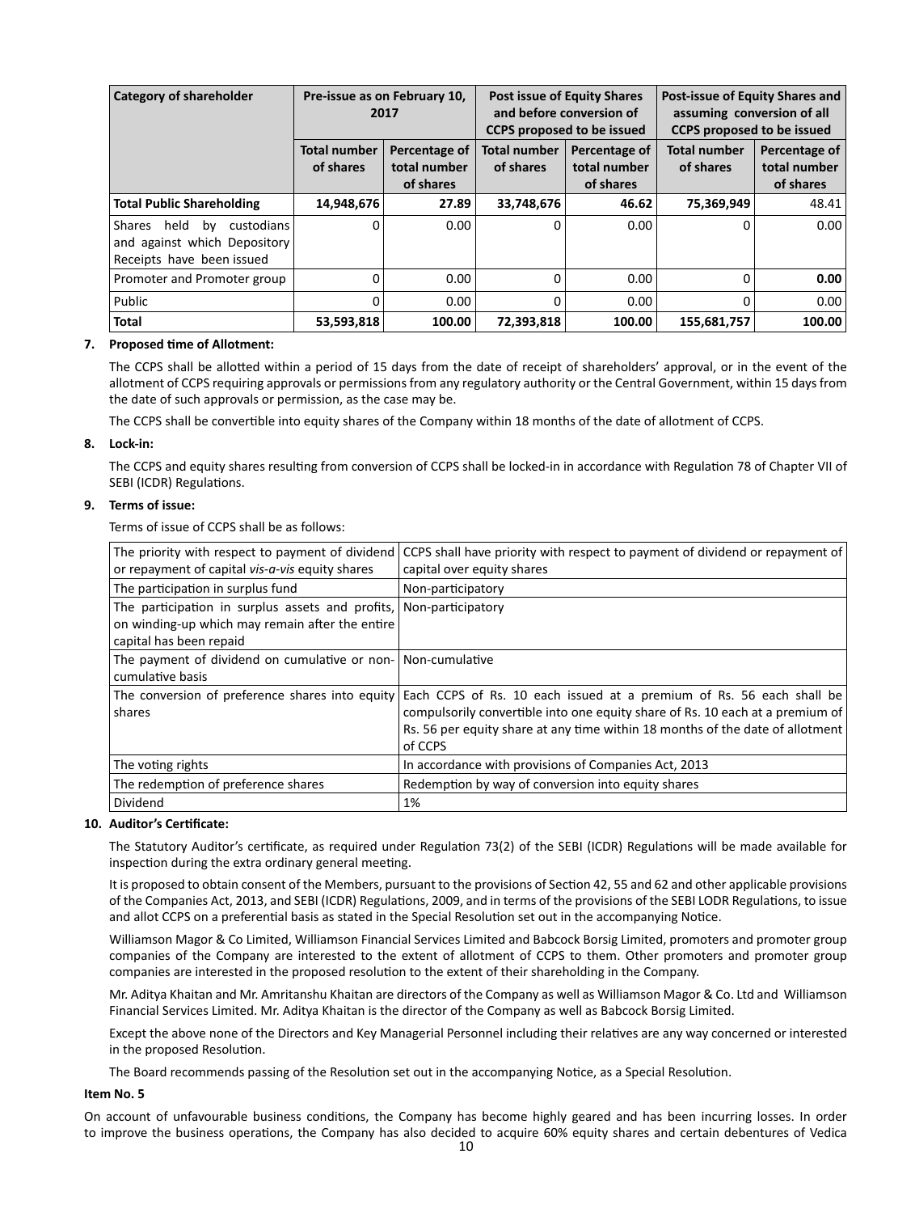| Category of shareholder | Pre-issue as on February 10, 2017 | | Post issue of Equity Shares and before conversion of CCPS proposed to be issued | | Post-issue of Equity Shares and assuming conversion of all CCPS proposed to be issued | |
|---|---|---|---|---|---|---|
| | Total number of shares | Percentage of total number of shares | Total number of shares | Percentage of total number of shares | Total number of shares | Percentage of total number of shares |
| **Total Public Shareholding** | **14,948,676** | **27.89** | **33,748,676** | **46.62** | **75,369,949** | 48.41 |
| Shares held by custodians and against which Depository Receipts have been issued | 0 | 0.00 | 0 | 0.00 | 0 | 0.00 |
| Promoter and Promoter group | 0 | 0.00 | 0 | 0.00 | 0 | **0.00** |
| Public | 0 | 0.00 | 0 | 0.00 | 0 | 0.00 |
| **Total** | **53,593,818** | **100.00** | **72,393,818** | **100.00** | **155,681,757** | **100.00** |

**7. Proposed time of Allotment:**

The CCPS shall be allotted within a period of 15 days from the date of receipt of shareholders' approval, or in the event of the allotment of CCPS requiring approvals or permissions from any regulatory authority or the Central Government, within 15 days from the date of such approvals or permission, as the case may be.

The CCPS shall be convertible into equity shares of the Company within 18 months of the date of allotment of CCPS.

**8. Lock-in:**

The CCPS and equity shares resulting from conversion of CCPS shall be locked-in in accordance with Regulation 78 of Chapter VII of SEBI (ICDR) Regulations.

**9. Terms of issue:**

Terms of issue of CCPS shall be as follows:

| | |
|---|---|
| The priority with respect to payment of dividend or repayment of capital *vis-a-vis* equity shares | CCPS shall have priority with respect to payment of dividend or repayment of capital over equity shares |
| The participation in surplus fund | Non-participatory |
| The participation in surplus assets and profits, on winding-up which may remain after the entire capital has been repaid | Non-participatory |
| The payment of dividend on cumulative or non-cumulative basis | Non-cumulative |
| The conversion of preference shares into equity shares | Each CCPS of Rs. 10 each issued at a premium of Rs. 56 each shall be compulsorily convertible into one equity share of Rs. 10 each at a premium of Rs. 56 per equity share at any time within 18 months of the date of allotment of CCPS |
| The voting rights | In accordance with provisions of Companies Act, 2013 |
| The redemption of preference shares | Redemption by way of conversion into equity shares |
| Dividend | 1% |

**10. Auditor's Certificate:**

The Statutory Auditor's certificate, as required under Regulation 73(2) of the SEBI (ICDR) Regulations will be made available for inspection during the extra ordinary general meeting.

It is proposed to obtain consent of the Members, pursuant to the provisions of Section 42, 55 and 62 and other applicable provisions of the Companies Act, 2013, and SEBI (ICDR) Regulations, 2009, and in terms of the provisions of the SEBI LODR Regulations, to issue and allot CCPS on a preferential basis as stated in the Special Resolution set out in the accompanying Notice.

Williamson Magor & Co Limited, Williamson Financial Services Limited and Babcock Borsig Limited, promoters and promoter group companies of the Company are interested to the extent of allotment of CCPS to them. Other promoters and promoter group companies are interested in the proposed resolution to the extent of their shareholding in the Company.

Mr. Aditya Khaitan and Mr. Amritanshu Khaitan are directors of the Company as well as Williamson Magor & Co. Ltd and Williamson Financial Services Limited. Mr. Aditya Khaitan is the director of the Company as well as Babcock Borsig Limited.

Except the above none of the Directors and Key Managerial Personnel including their relatives are any way concerned or interested in the proposed Resolution.

The Board recommends passing of the Resolution set out in the accompanying Notice, as a Special Resolution.

**Item No. 5**

On account of unfavourable business conditions, the Company has become highly geared and has been incurring losses. In order to improve the business operations, the Company has also decided to acquire 60% equity shares and certain debentures of Vedica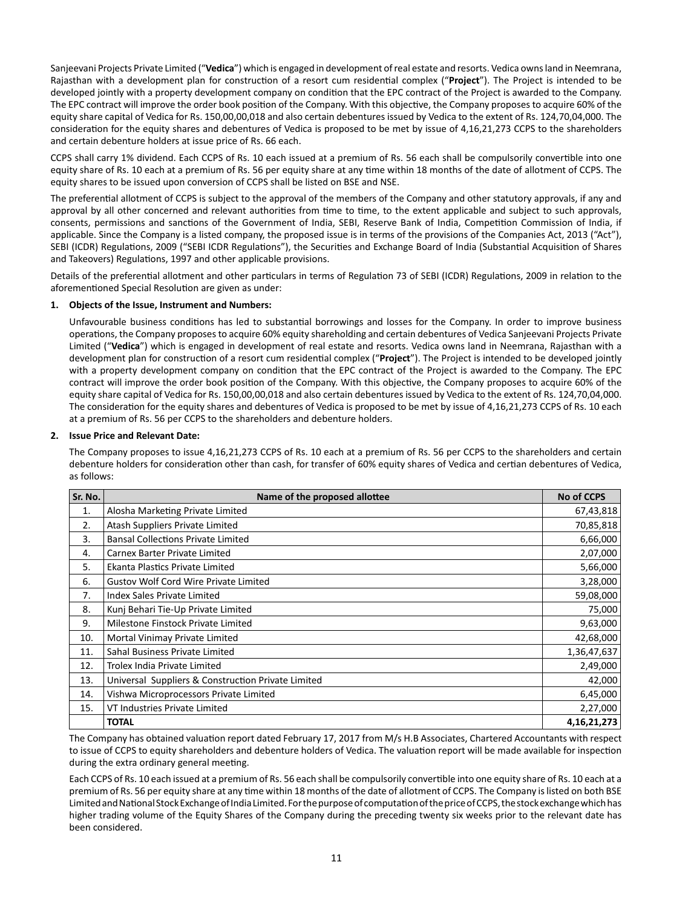Sanjeevani Projects Private Limited ("**Vedica**") which is engaged in development of real estate and resorts. Vedica owns land in Neemrana, Rajasthan with a development plan for construction of a resort cum residential complex ("**Project**"). The Project is intended to be developed jointly with a property development company on condition that the EPC contract of the Project is awarded to the Company. The EPC contract will improve the order book position of the Company. With this objective, the Company proposes to acquire 60% of the equity share capital of Vedica for Rs. 150,00,00,018 and also certain debentures issued by Vedica to the extent of Rs. 124,70,04,000. The consideration for the equity shares and debentures of Vedica is proposed to be met by issue of 4,16,21,273 CCPS to the shareholders and certain debenture holders at issue price of Rs. 66 each.

CCPS shall carry 1% dividend. Each CCPS of Rs. 10 each issued at a premium of Rs. 56 each shall be compulsorily convertible into one equity share of Rs. 10 each at a premium of Rs. 56 per equity share at any time within 18 months of the date of allotment of CCPS. The equity shares to be issued upon conversion of CCPS shall be listed on BSE and NSE.

The preferential allotment of CCPS is subject to the approval of the members of the Company and other statutory approvals, if any and approval by all other concerned and relevant authorities from time to time, to the extent applicable and subject to such approvals, consents, permissions and sanctions of the Government of India, SEBI, Reserve Bank of India, Competition Commission of India, if applicable. Since the Company is a listed company, the proposed issue is in terms of the provisions of the Companies Act, 2013 ("Act"), SEBI (ICDR) Regulations, 2009 ("SEBI ICDR Regulations"), the Securities and Exchange Board of India (Substantial Acquisition of Shares and Takeovers) Regulations, 1997 and other applicable provisions.

Details of the preferential allotment and other particulars in terms of Regulation 73 of SEBI (ICDR) Regulations, 2009 in relation to the aforementioned Special Resolution are given as under:

**1. Objects of the Issue, Instrument and Numbers:**

Unfavourable business conditions has led to substantial borrowings and losses for the Company. In order to improve business operations, the Company proposes to acquire 60% equity shareholding and certain debentures of Vedica Sanjeevani Projects Private Limited ("**Vedica**") which is engaged in development of real estate and resorts. Vedica owns land in Neemrana, Rajasthan with a development plan for construction of a resort cum residential complex ("**Project**"). The Project is intended to be developed jointly with a property development company on condition that the EPC contract of the Project is awarded to the Company. The EPC contract will improve the order book position of the Company. With this objective, the Company proposes to acquire 60% of the equity share capital of Vedica for Rs. 150,00,00,018 and also certain debentures issued by Vedica to the extent of Rs. 124,70,04,000. The consideration for the equity shares and debentures of Vedica is proposed to be met by issue of 4,16,21,273 CCPS of Rs. 10 each at a premium of Rs. 56 per CCPS to the shareholders and debenture holders.

**2. Issue Price and Relevant Date:**

The Company proposes to issue 4,16,21,273 CCPS of Rs. 10 each at a premium of Rs. 56 per CCPS to the shareholders and certain debenture holders for consideration other than cash, for transfer of 60% equity shares of Vedica and certian debentures of Vedica, as follows:

| Sr. No. | Name of the proposed allottee | No of CCPS |
|---|---|---|
| 1. | Alosha Marketing Private Limited | 67,43,818 |
| 2. | Atash Suppliers Private Limited | 70,85,818 |
| 3. | Bansal Collections Private Limited | 6,66,000 |
| 4. | Carnex Barter Private Limited | 2,07,000 |
| 5. | Ekanta Plastics Private Limited | 5,66,000 |
| 6. | Gustov Wolf Cord Wire Private Limited | 3,28,000 |
| 7. | Index Sales Private Limited | 59,08,000 |
| 8. | Kunj Behari Tie-Up Private Limited | 75,000 |
| 9. | Milestone Finstock Private Limited | 9,63,000 |
| 10. | Mortal Vinimay Private Limited | 42,68,000 |
| 11. | Sahal Business Private Limited | 1,36,47,637 |
| 12. | Trolex India Private Limited | 2,49,000 |
| 13. | Universal Suppliers & Construction Private Limited | 42,000 |
| 14. | Vishwa Microprocessors Private Limited | 6,45,000 |
| 15. | VT Industries Private Limited | 2,27,000 |
| | **TOTAL** | **4,16,21,273** |

The Company has obtained valuation report dated February 17, 2017 from M/s H.B Associates, Chartered Accountants with respect to issue of CCPS to equity shareholders and debenture holders of Vedica. The valuation report will be made available for inspection during the extra ordinary general meeting.

Each CCPS of Rs. 10 each issued at a premium of Rs. 56 each shall be compulsorily convertible into one equity share of Rs. 10 each at a premium of Rs. 56 per equity share at any time within 18 months of the date of allotment of CCPS. The Company is listed on both BSE Limited and National Stock Exchange of India Limited. For the purpose of computation of the price of CCPS, the stock exchange which has higher trading volume of the Equity Shares of the Company during the preceding twenty six weeks prior to the relevant date has been considered.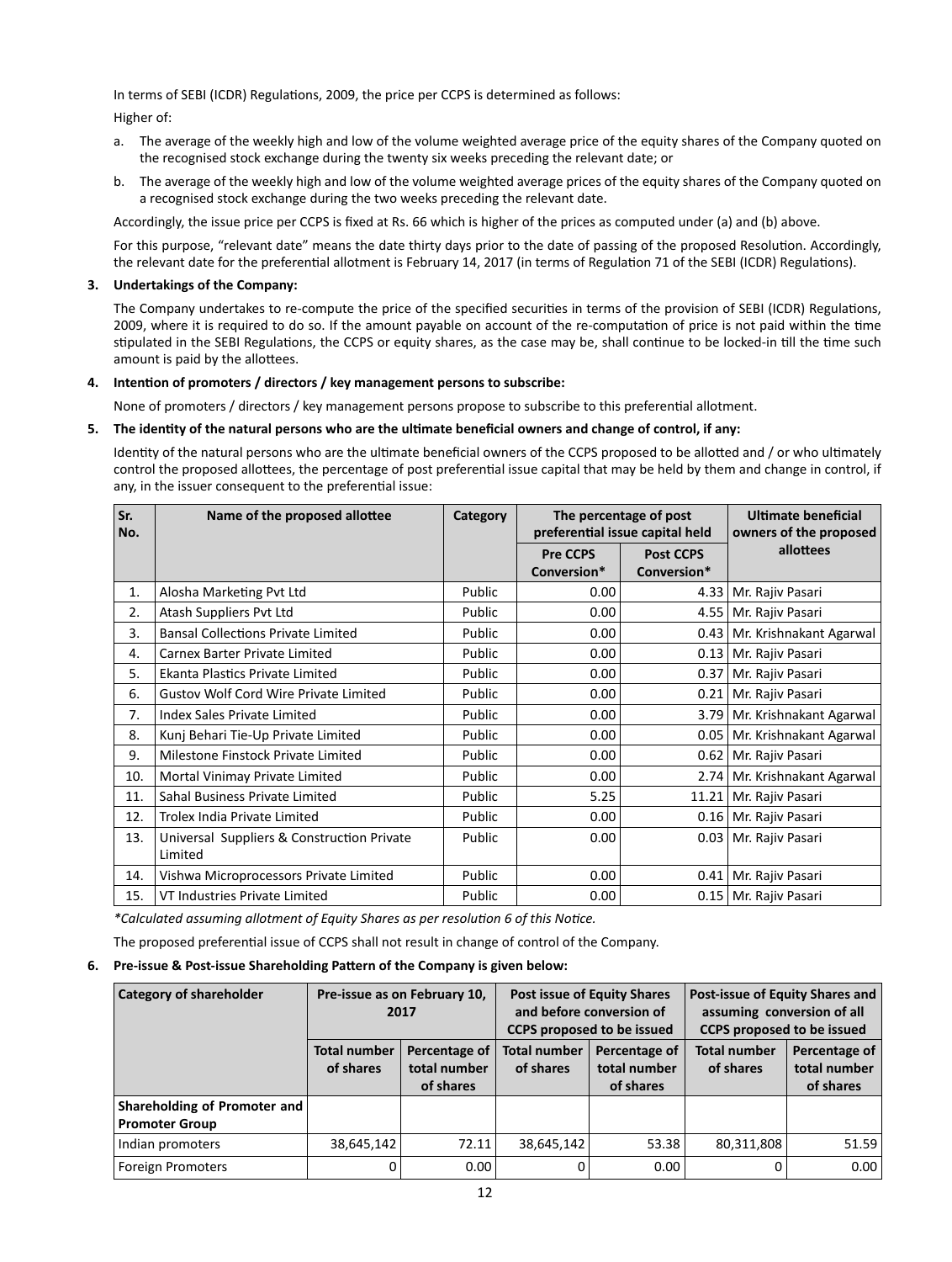In terms of SEBI (ICDR) Regulations, 2009, the price per CCPS is determined as follows:

Higher of:

a. The average of the weekly high and low of the volume weighted average price of the equity shares of the Company quoted on the recognised stock exchange during the twenty six weeks preceding the relevant date; or

b. The average of the weekly high and low of the volume weighted average prices of the equity shares of the Company quoted on a recognised stock exchange during the two weeks preceding the relevant date.

Accordingly, the issue price per CCPS is fixed at Rs. 66 which is higher of the prices as computed under (a) and (b) above.

For this purpose, "relevant date" means the date thirty days prior to the date of passing of the proposed Resolution. Accordingly, the relevant date for the preferential allotment is February 14, 2017 (in terms of Regulation 71 of the SEBI (ICDR) Regulations).

**3. Undertakings of the Company:**

The Company undertakes to re-compute the price of the specified securities in terms of the provision of SEBI (ICDR) Regulations, 2009, where it is required to do so. If the amount payable on account of the re-computation of price is not paid within the time stipulated in the SEBI Regulations, the CCPS or equity shares, as the case may be, shall continue to be locked-in till the time such amount is paid by the allottees.

**4. Intention of promoters / directors / key management persons to subscribe:**

None of promoters / directors / key management persons propose to subscribe to this preferential allotment.

**5. The identity of the natural persons who are the ultimate beneficial owners and change of control, if any:**

Identity of the natural persons who are the ultimate beneficial owners of the CCPS proposed to be allotted and / or who ultimately control the proposed allottees, the percentage of post preferential issue capital that may be held by them and change in control, if any, in the issuer consequent to the preferential issue:

| Sr. No. | Name of the proposed allottee | Category | The percentage of post preferential issue capital held | | Ultimate beneficial owners of the proposed allottees |
|---|---|---|---|---|---|
| | | | Pre CCPS Conversion* | Post CCPS Conversion* | |
| 1. | Alosha Marketing Pvt Ltd | Public | 0.00 | 4.33 | Mr. Rajiv Pasari |
| 2. | Atash Suppliers Pvt Ltd | Public | 0.00 | 4.55 | Mr. Rajiv Pasari |
| 3. | Bansal Collections Private Limited | Public | 0.00 | 0.43 | Mr. Krishnakant Agarwal |
| 4. | Carnex Barter Private Limited | Public | 0.00 | 0.13 | Mr. Rajiv Pasari |
| 5. | Ekanta Plastics Private Limited | Public | 0.00 | 0.37 | Mr. Rajiv Pasari |
| 6. | Gustov Wolf Cord Wire Private Limited | Public | 0.00 | 0.21 | Mr. Rajiv Pasari |
| 7. | Index Sales Private Limited | Public | 0.00 | 3.79 | Mr. Krishnakant Agarwal |
| 8. | Kunj Behari Tie-Up Private Limited | Public | 0.00 | 0.05 | Mr. Krishnakant Agarwal |
| 9. | Milestone Finstock Private Limited | Public | 0.00 | 0.62 | Mr. Rajiv Pasari |
| 10. | Mortal Vinimay Private Limited | Public | 0.00 | 2.74 | Mr. Krishnakant Agarwal |
| 11. | Sahal Business Private Limited | Public | 5.25 | 11.21 | Mr. Rajiv Pasari |
| 12. | Trolex India Private Limited | Public | 0.00 | 0.16 | Mr. Rajiv Pasari |
| 13. | Universal Suppliers & Construction Private Limited | Public | 0.00 | 0.03 | Mr. Rajiv Pasari |
| 14. | Vishwa Microprocessors Private Limited | Public | 0.00 | 0.41 | Mr. Rajiv Pasari |
| 15. | VT Industries Private Limited | Public | 0.00 | 0.15 | Mr. Rajiv Pasari |

*\*Calculated assuming allotment of Equity Shares as per resolution 6 of this Notice.*

The proposed preferential issue of CCPS shall not result in change of control of the Company.

**6. Pre-issue & Post-issue Shareholding Pattern of the Company is given below:**

| Category of shareholder | Pre-issue as on February 10, 2017 | | Post issue of Equity Shares and before conversion of CCPS proposed to be issued | | Post-issue of Equity Shares and assuming conversion of all CCPS proposed to be issued | |
|---|---|---|---|---|---|---|
| | Total number of shares | Percentage of total number of shares | Total number of shares | Percentage of total number of shares | Total number of shares | Percentage of total number of shares |
| **Shareholding of Promoter and Promoter Group** | | | | | | |
| Indian promoters | 38,645,142 | 72.11 | 38,645,142 | 53.38 | 80,311,808 | 51.59 |
| Foreign Promoters | 0 | 0.00 | 0 | 0.00 | 0 | 0.00 |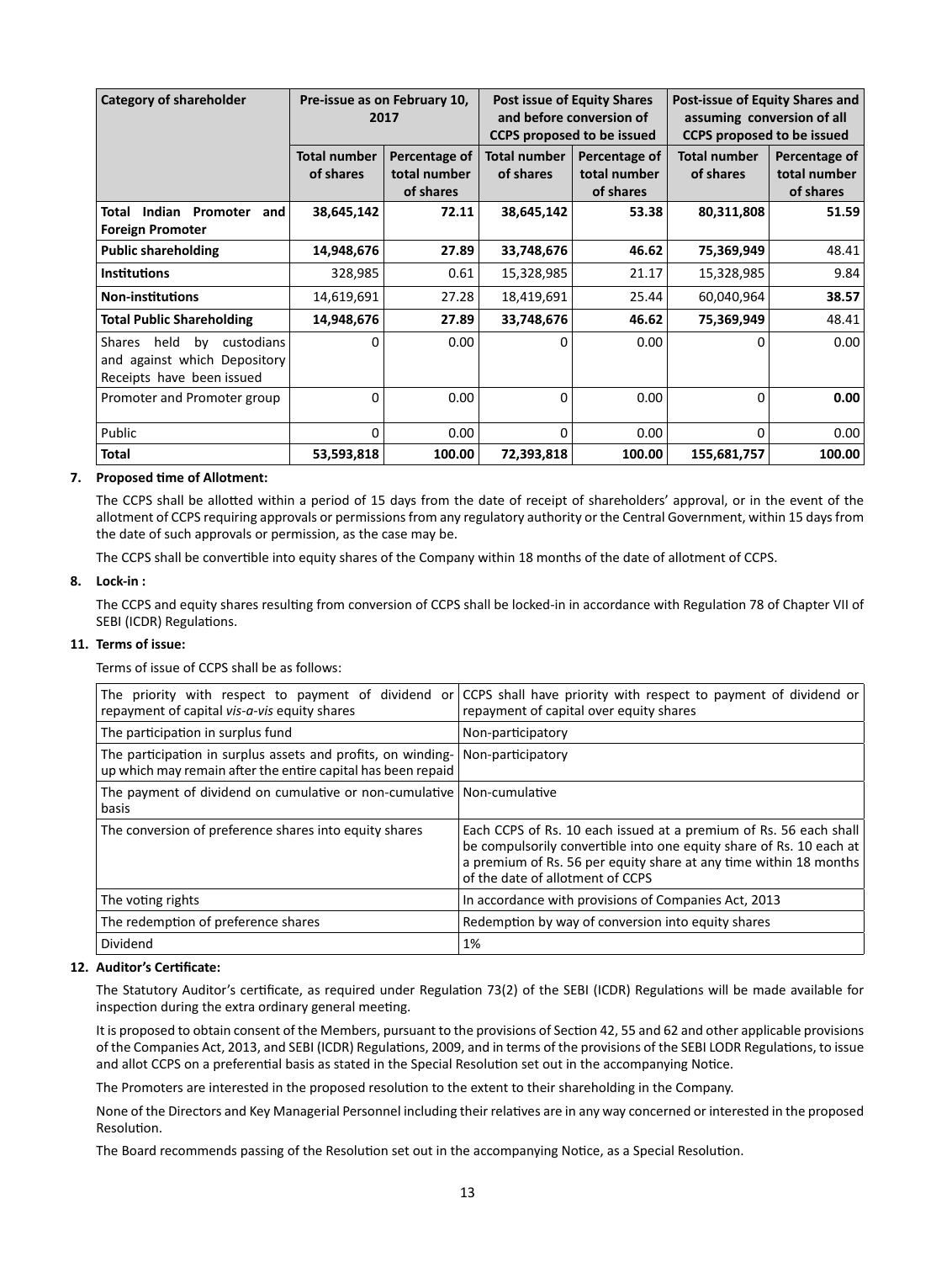| Category of shareholder | Pre-issue as on February 10, 2017 | | Post issue of Equity Shares and before conversion of CCPS proposed to be issued | | Post-issue of Equity Shares and assuming conversion of all CCPS proposed to be issued | |
|---|---|---|---|---|---|---|
| | Total number of shares | Percentage of total number of shares | Total number of shares | Percentage of total number of shares | Total number of shares | Percentage of total number of shares |
| **Total Indian Promoter and Foreign Promoter** | **38,645,142** | **72.11** | **38,645,142** | **53.38** | **80,311,808** | **51.59** |
| **Public shareholding** | **14,948,676** | **27.89** | **33,748,676** | **46.62** | **75,369,949** | 48.41 |
| **Institutions** | 328,985 | 0.61 | 15,328,985 | 21.17 | 15,328,985 | 9.84 |
| **Non-institutions** | 14,619,691 | 27.28 | 18,419,691 | 25.44 | 60,040,964 | **38.57** |
| **Total Public Shareholding** | **14,948,676** | **27.89** | **33,748,676** | **46.62** | **75,369,949** | 48.41 |
| Shares held by custodians and against which Depository Receipts have been issued | 0 | 0.00 | 0 | 0.00 | 0 | 0.00 |
| Promoter and Promoter group | 0 | 0.00 | 0 | 0.00 | 0 | **0.00** |
| Public | 0 | 0.00 | 0 | 0.00 | 0 | 0.00 |
| **Total** | **53,593,818** | **100.00** | **72,393,818** | **100.00** | **155,681,757** | **100.00** |

**7. Proposed time of Allotment:**

The CCPS shall be allotted within a period of 15 days from the date of receipt of shareholders' approval, or in the event of the allotment of CCPS requiring approvals or permissions from any regulatory authority or the Central Government, within 15 days from the date of such approvals or permission, as the case may be.

The CCPS shall be convertible into equity shares of the Company within 18 months of the date of allotment of CCPS.

**8. Lock-in :**

The CCPS and equity shares resulting from conversion of CCPS shall be locked-in in accordance with Regulation 78 of Chapter VII of SEBI (ICDR) Regulations.

**11. Terms of issue:**

Terms of issue of CCPS shall be as follows:

| | |
|---|---|
| The priority with respect to payment of dividend or repayment of capital *vis-a-vis* equity shares | CCPS shall have priority with respect to payment of dividend or repayment of capital over equity shares |
| The participation in surplus fund | Non-participatory |
| The participation in surplus assets and profits, on winding-up which may remain after the entire capital has been repaid | Non-participatory |
| The payment of dividend on cumulative or non-cumulative basis | Non-cumulative |
| The conversion of preference shares into equity shares | Each CCPS of Rs. 10 each issued at a premium of Rs. 56 each shall be compulsorily convertible into one equity share of Rs. 10 each at a premium of Rs. 56 per equity share at any time within 18 months of the date of allotment of CCPS |
| The voting rights | In accordance with provisions of Companies Act, 2013 |
| The redemption of preference shares | Redemption by way of conversion into equity shares |
| Dividend | 1% |

**12. Auditor's Certificate:**

The Statutory Auditor's certificate, as required under Regulation 73(2) of the SEBI (ICDR) Regulations will be made available for inspection during the extra ordinary general meeting.

It is proposed to obtain consent of the Members, pursuant to the provisions of Section 42, 55 and 62 and other applicable provisions of the Companies Act, 2013, and SEBI (ICDR) Regulations, 2009, and in terms of the provisions of the SEBI LODR Regulations, to issue and allot CCPS on a preferential basis as stated in the Special Resolution set out in the accompanying Notice.

The Promoters are interested in the proposed resolution to the extent to their shareholding in the Company.

None of the Directors and Key Managerial Personnel including their relatives are in any way concerned or interested in the proposed Resolution.

The Board recommends passing of the Resolution set out in the accompanying Notice, as a Special Resolution.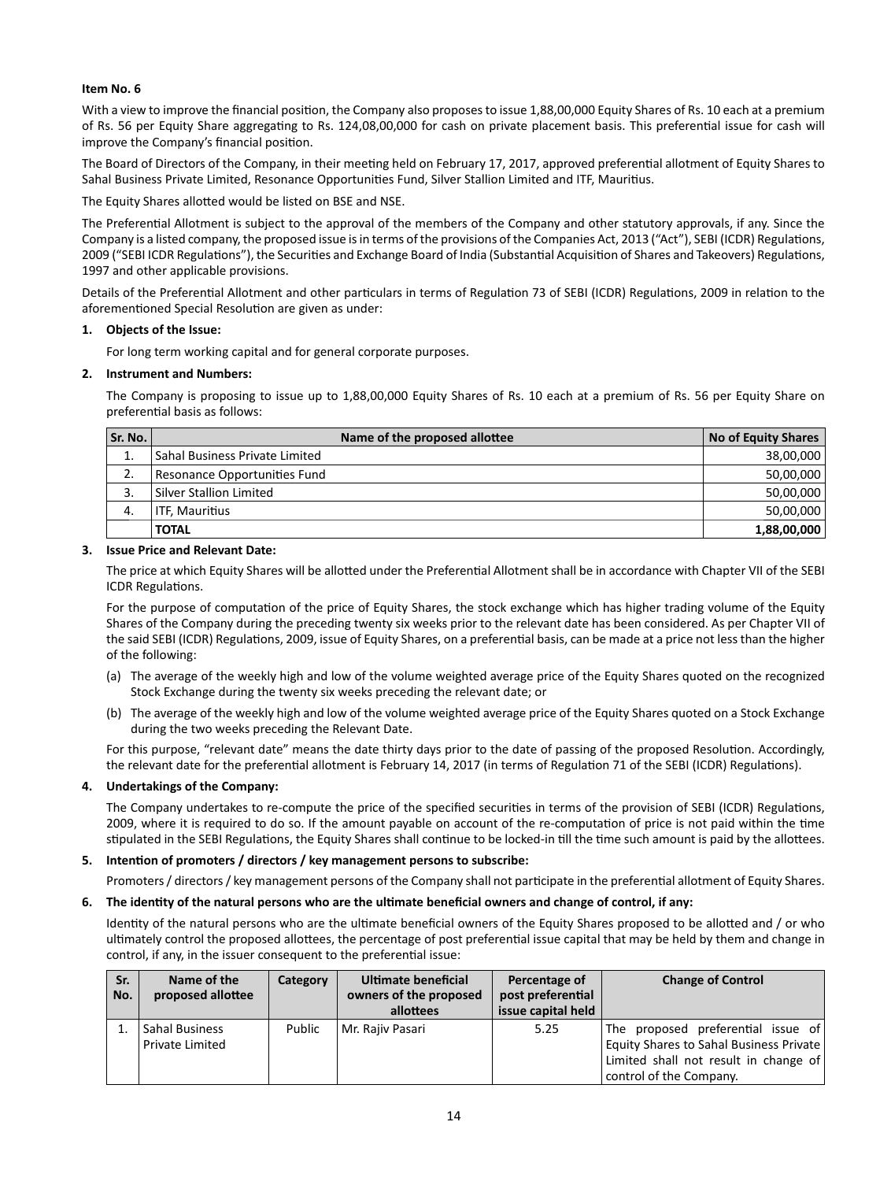**Item No. 6**

With a view to improve the financial position, the Company also proposes to issue 1,88,00,000 Equity Shares of Rs. 10 each at a premium of Rs. 56 per Equity Share aggregating to Rs. 124,08,00,000 for cash on private placement basis. This preferential issue for cash will improve the Company's financial position.

The Board of Directors of the Company, in their meeting held on February 17, 2017, approved preferential allotment of Equity Shares to Sahal Business Private Limited, Resonance Opportunities Fund, Silver Stallion Limited and ITF, Mauritius.

The Equity Shares allotted would be listed on BSE and NSE.

The Preferential Allotment is subject to the approval of the members of the Company and other statutory approvals, if any. Since the Company is a listed company, the proposed issue is in terms of the provisions of the Companies Act, 2013 ("Act"), SEBI (ICDR) Regulations, 2009 ("SEBI ICDR Regulations"), the Securities and Exchange Board of India (Substantial Acquisition of Shares and Takeovers) Regulations, 1997 and other applicable provisions.

Details of the Preferential Allotment and other particulars in terms of Regulation 73 of SEBI (ICDR) Regulations, 2009 in relation to the aforementioned Special Resolution are given as under:

**1. Objects of the Issue:**

For long term working capital and for general corporate purposes.

**2. Instrument and Numbers:**

The Company is proposing to issue up to 1,88,00,000 Equity Shares of Rs. 10 each at a premium of Rs. 56 per Equity Share on preferential basis as follows:

| Sr. No. | Name of the proposed allottee | No of Equity Shares |
|---|---|---|
| 1. | Sahal Business Private Limited | 38,00,000 |
| 2. | Resonance Opportunities Fund | 50,00,000 |
| 3. | Silver Stallion Limited | 50,00,000 |
| 4. | ITF, Mauritius | 50,00,000 |
| | **TOTAL** | **1,88,00,000** |

**3. Issue Price and Relevant Date:**

The price at which Equity Shares will be allotted under the Preferential Allotment shall be in accordance with Chapter VII of the SEBI ICDR Regulations.

For the purpose of computation of the price of Equity Shares, the stock exchange which has higher trading volume of the Equity Shares of the Company during the preceding twenty six weeks prior to the relevant date has been considered. As per Chapter VII of the said SEBI (ICDR) Regulations, 2009, issue of Equity Shares, on a preferential basis, can be made at a price not less than the higher of the following:

(a) The average of the weekly high and low of the volume weighted average price of the Equity Shares quoted on the recognized Stock Exchange during the twenty six weeks preceding the relevant date; or

(b) The average of the weekly high and low of the volume weighted average price of the Equity Shares quoted on a Stock Exchange during the two weeks preceding the Relevant Date.

For this purpose, "relevant date" means the date thirty days prior to the date of passing of the proposed Resolution. Accordingly, the relevant date for the preferential allotment is February 14, 2017 (in terms of Regulation 71 of the SEBI (ICDR) Regulations).

**4. Undertakings of the Company:**

The Company undertakes to re-compute the price of the specified securities in terms of the provision of SEBI (ICDR) Regulations, 2009, where it is required to do so. If the amount payable on account of the re-computation of price is not paid within the time stipulated in the SEBI Regulations, the Equity Shares shall continue to be locked-in till the time such amount is paid by the allottees.

**5. Intention of promoters / directors / key management persons to subscribe:**

Promoters / directors / key management persons of the Company shall not participate in the preferential allotment of Equity Shares.

**6. The identity of the natural persons who are the ultimate beneficial owners and change of control, if any:**

Identity of the natural persons who are the ultimate beneficial owners of the Equity Shares proposed to be allotted and / or who ultimately control the proposed allottees, the percentage of post preferential issue capital that may be held by them and change in control, if any, in the issuer consequent to the preferential issue:

| Sr. No. | Name of the proposed allottee | Category | Ultimate beneficial owners of the proposed allottees | Percentage of post preferential issue capital held | Change of Control |
|---|---|---|---|---|---|
| 1. | Sahal Business Private Limited | Public | Mr. Rajiv Pasari | 5.25 | The proposed preferential issue of Equity Shares to Sahal Business Private Limited shall not result in change of control of the Company. |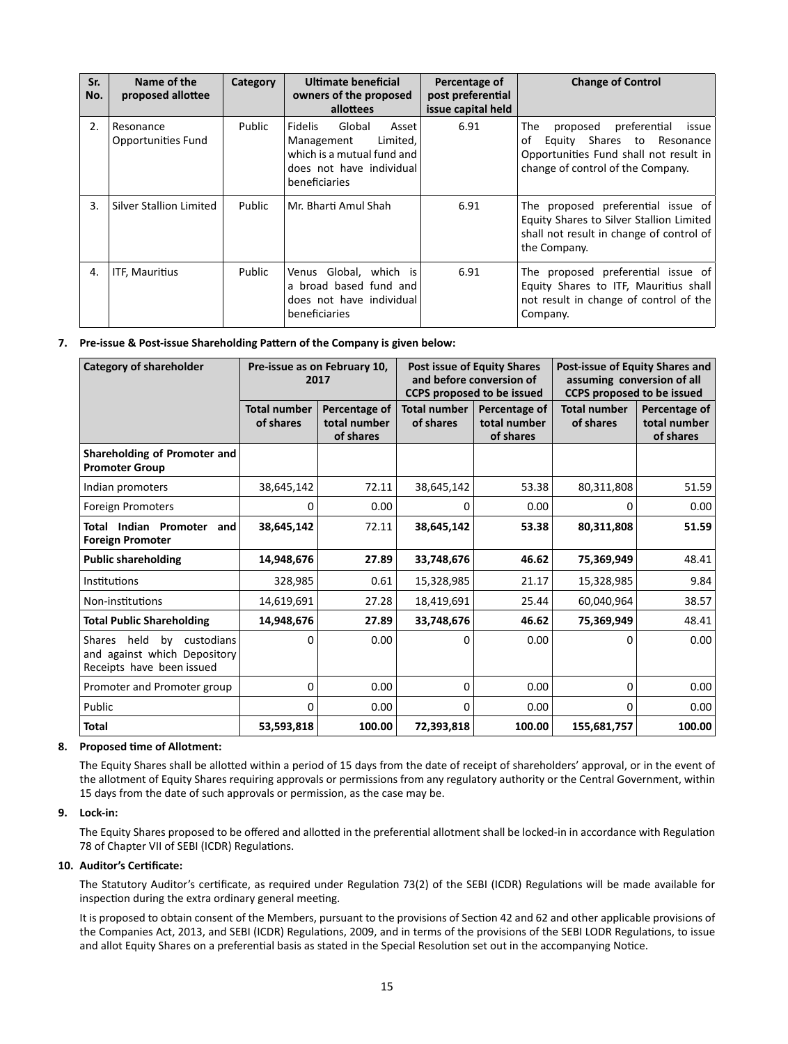| Sr. No. | Name of the proposed allottee | Category | Ultimate beneficial owners of the proposed allottees | Percentage of post preferential issue capital held | Change of Control |
|---|---|---|---|---|---|
| 2. | Resonance Opportunities Fund | Public | Fidelis Global Asset Management Limited, which is a mutual fund and does not have individual beneficiaries | 6.91 | The proposed preferential issue of Equity Shares to Resonance Opportunities Fund shall not result in change of control of the Company. |
| 3. | Silver Stallion Limited | Public | Mr. Bharti Amul Shah | 6.91 | The proposed preferential issue of Equity Shares to Silver Stallion Limited shall not result in change of control of the Company. |
| 4. | ITF, Mauritius | Public | Venus Global, which is a broad based fund and does not have individual beneficiaries | 6.91 | The proposed preferential issue of Equity Shares to ITF, Mauritius shall not result in change of control of the Company. |

**7. Pre-issue & Post-issue Shareholding Pattern of the Company is given below:**

| Category of shareholder | Pre-issue as on February 10, 2017 | | Post issue of Equity Shares and before conversion of CCPS proposed to be issued | | Post-issue of Equity Shares and assuming conversion of all CCPS proposed to be issued | |
|---|---|---|---|---|---|---|
| | Total number of shares | Percentage of total number of shares | Total number of shares | Percentage of total number of shares | Total number of shares | Percentage of total number of shares |
| **Shareholding of Promoter and Promoter Group** | | | | | | |
| Indian promoters | 38,645,142 | 72.11 | 38,645,142 | 53.38 | 80,311,808 | 51.59 |
| Foreign Promoters | 0 | 0.00 | 0 | 0.00 | 0 | 0.00 |
| **Total Indian Promoter and Foreign Promoter** | **38,645,142** | 72.11 | **38,645,142** | **53.38** | **80,311,808** | **51.59** |
| **Public shareholding** | **14,948,676** | **27.89** | **33,748,676** | **46.62** | **75,369,949** | 48.41 |
| Institutions | 328,985 | 0.61 | 15,328,985 | 21.17 | 15,328,985 | 9.84 |
| Non-institutions | 14,619,691 | 27.28 | 18,419,691 | 25.44 | 60,040,964 | 38.57 |
| **Total Public Shareholding** | **14,948,676** | **27.89** | **33,748,676** | **46.62** | **75,369,949** | 48.41 |
| Shares held by custodians and against which Depository Receipts have been issued | 0 | 0.00 | 0 | 0.00 | 0 | 0.00 |
| Promoter and Promoter group | 0 | 0.00 | 0 | 0.00 | 0 | 0.00 |
| Public | 0 | 0.00 | 0 | 0.00 | 0 | 0.00 |
| **Total** | **53,593,818** | **100.00** | **72,393,818** | **100.00** | **155,681,757** | **100.00** |

**8. Proposed time of Allotment:**

The Equity Shares shall be allotted within a period of 15 days from the date of receipt of shareholders' approval, or in the event of the allotment of Equity Shares requiring approvals or permissions from any regulatory authority or the Central Government, within 15 days from the date of such approvals or permission, as the case may be.

**9. Lock-in:**

The Equity Shares proposed to be offered and allotted in the preferential allotment shall be locked-in in accordance with Regulation 78 of Chapter VII of SEBI (ICDR) Regulations.

**10. Auditor's Certificate:**

The Statutory Auditor's certificate, as required under Regulation 73(2) of the SEBI (ICDR) Regulations will be made available for inspection during the extra ordinary general meeting.

It is proposed to obtain consent of the Members, pursuant to the provisions of Section 42 and 62 and other applicable provisions of the Companies Act, 2013, and SEBI (ICDR) Regulations, 2009, and in terms of the provisions of the SEBI LODR Regulations, to issue and allot Equity Shares on a preferential basis as stated in the Special Resolution set out in the accompanying Notice.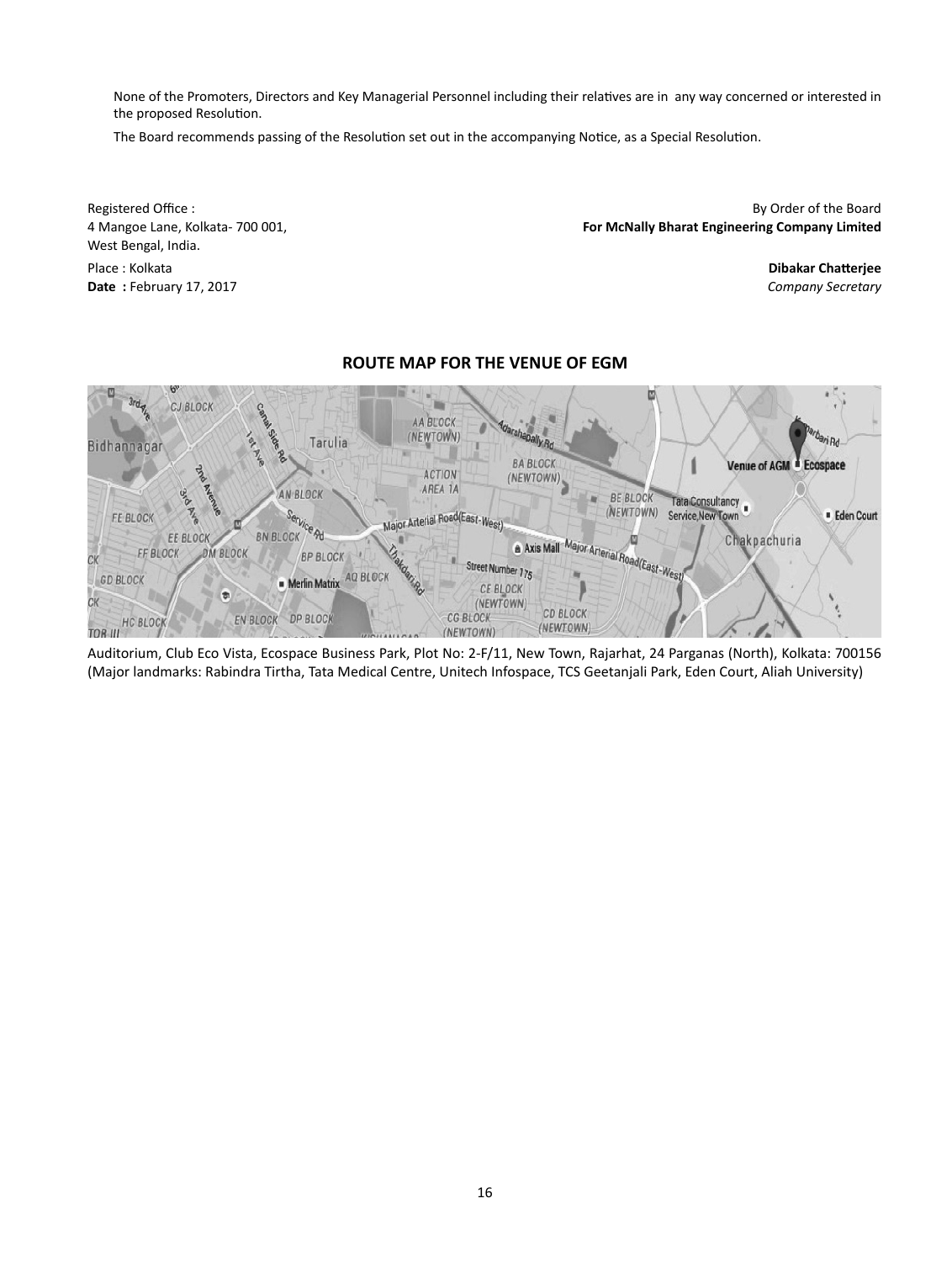None of the Promoters, Directors and Key Managerial Personnel including their relatives are in any way concerned or interested in the proposed Resolution.

The Board recommends passing of the Resolution set out in the accompanying Notice, as a Special Resolution.

Registered Office :
4 Mangoe Lane, Kolkata- 700 001,
West Bengal, India.
Place : Kolkata
**Date :** February 17, 2017

By Order of the Board
**For McNally Bharat Engineering Company Limited**

**Dibakar Chatterjee**
*Company Secretary*

## ROUTE MAP FOR THE VENUE OF EGM

Auditorium, Club Eco Vista, Ecospace Business Park, Plot No: 2-F/11, New Town, Rajarhat, 24 Parganas (North), Kolkata: 700156 (Major landmarks: Rabindra Tirtha, Tata Medical Centre, Unitech Infospace, TCS Geetanjali Park, Eden Court, Aliah University)